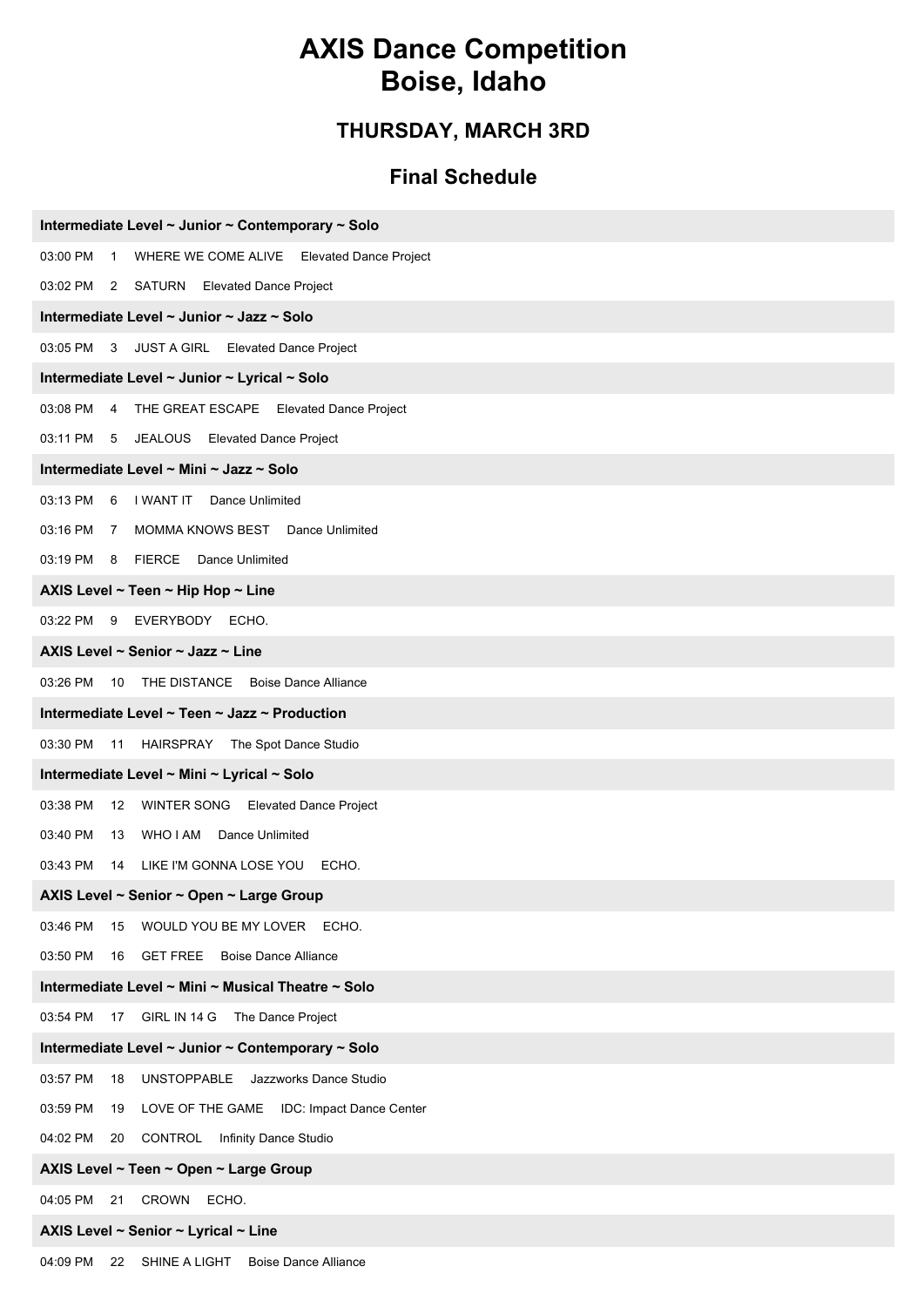# AXIS Dance Competition
# Boise, Idaho

## THURSDAY, MARCH 3RD

## Final Schedule

**Intermediate Level ~ Junior ~ Contemporary ~ Solo**

03:00 PM 1 WHERE WE COME ALIVE Elevated Dance Project

03:02 PM 2 SATURN Elevated Dance Project

**Intermediate Level ~ Junior ~ Jazz ~ Solo**

03:05 PM 3 JUST A GIRL Elevated Dance Project

**Intermediate Level ~ Junior ~ Lyrical ~ Solo**

03:08 PM 4 THE GREAT ESCAPE Elevated Dance Project

03:11 PM 5 JEALOUS Elevated Dance Project

**Intermediate Level ~ Mini ~ Jazz ~ Solo**

03:13 PM 6 I WANT IT Dance Unlimited

03:16 PM 7 MOMMA KNOWS BEST Dance Unlimited

03:19 PM 8 FIERCE Dance Unlimited

**AXIS Level ~ Teen ~ Hip Hop ~ Line**

03:22 PM 9 EVERYBODY ECHO.

**AXIS Level ~ Senior ~ Jazz ~ Line**

03:26 PM 10 THE DISTANCE Boise Dance Alliance

**Intermediate Level ~ Teen ~ Jazz ~ Production**

03:30 PM 11 HAIRSPRAY The Spot Dance Studio

**Intermediate Level ~ Mini ~ Lyrical ~ Solo**

03:38 PM 12 WINTER SONG Elevated Dance Project

03:40 PM 13 WHO I AM Dance Unlimited

03:43 PM 14 LIKE I'M GONNA LOSE YOU ECHO.

**AXIS Level ~ Senior ~ Open ~ Large Group**

03:46 PM 15 WOULD YOU BE MY LOVER ECHO.

03:50 PM 16 GET FREE Boise Dance Alliance

**Intermediate Level ~ Mini ~ Musical Theatre ~ Solo**

03:54 PM 17 GIRL IN 14 G The Dance Project

**Intermediate Level ~ Junior ~ Contemporary ~ Solo**

03:57 PM 18 UNSTOPPABLE Jazzworks Dance Studio

03:59 PM 19 LOVE OF THE GAME IDC: Impact Dance Center

04:02 PM 20 CONTROL Infinity Dance Studio

**AXIS Level ~ Teen ~ Open ~ Large Group**

04:05 PM 21 CROWN ECHO.

**AXIS Level ~ Senior ~ Lyrical ~ Line**

04:09 PM 22 SHINE A LIGHT Boise Dance Alliance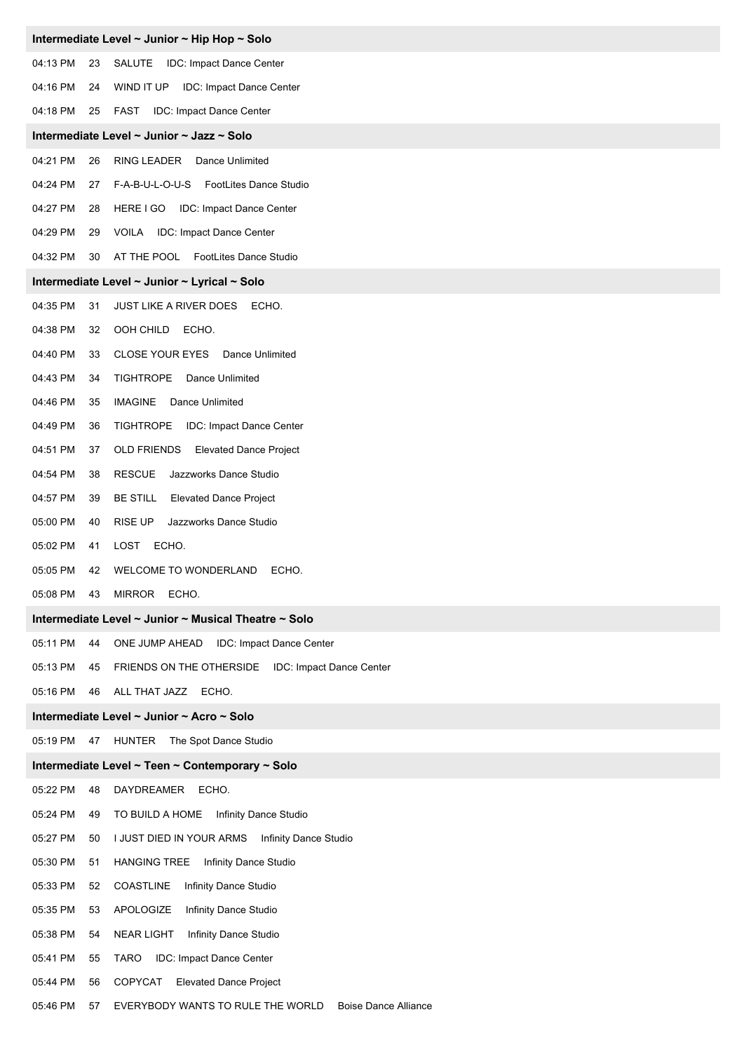**Intermediate Level ~ Junior ~ Hip Hop ~ Solo**

04:13 PM 23 SALUTE IDC: Impact Dance Center

04:16 PM 24 WIND IT UP IDC: Impact Dance Center

04:18 PM 25 FAST IDC: Impact Dance Center

**Intermediate Level ~ Junior ~ Jazz ~ Solo**

04:21 PM 26 RING LEADER Dance Unlimited

04:24 PM 27 F-A-B-U-L-O-U-S FootLites Dance Studio

04:27 PM 28 HERE I GO IDC: Impact Dance Center

04:29 PM 29 VOILA IDC: Impact Dance Center

04:32 PM 30 AT THE POOL FootLites Dance Studio

**Intermediate Level ~ Junior ~ Lyrical ~ Solo**

04:35 PM 31 JUST LIKE A RIVER DOES ECHO.

04:38 PM 32 OOH CHILD ECHO.

04:40 PM 33 CLOSE YOUR EYES Dance Unlimited

04:43 PM 34 TIGHTROPE Dance Unlimited

04:46 PM 35 IMAGINE Dance Unlimited

04:49 PM 36 TIGHTROPE IDC: Impact Dance Center

04:51 PM 37 OLD FRIENDS Elevated Dance Project

04:54 PM 38 RESCUE Jazzworks Dance Studio

04:57 PM 39 BE STILL Elevated Dance Project

05:00 PM 40 RISE UP Jazzworks Dance Studio

05:02 PM 41 LOST ECHO.

05:05 PM 42 WELCOME TO WONDERLAND ECHO.

05:08 PM 43 MIRROR ECHO.

**Intermediate Level ~ Junior ~ Musical Theatre ~ Solo**

05:11 PM 44 ONE JUMP AHEAD IDC: Impact Dance Center

05:13 PM 45 FRIENDS ON THE OTHERSIDE IDC: Impact Dance Center

05:16 PM 46 ALL THAT JAZZ ECHO.

**Intermediate Level ~ Junior ~ Acro ~ Solo**

05:19 PM 47 HUNTER The Spot Dance Studio

**Intermediate Level ~ Teen ~ Contemporary ~ Solo**

05:22 PM 48 DAYDREAMER ECHO.

05:24 PM 49 TO BUILD A HOME Infinity Dance Studio

05:27 PM 50 I JUST DIED IN YOUR ARMS Infinity Dance Studio

05:30 PM 51 HANGING TREE Infinity Dance Studio

05:33 PM 52 COASTLINE Infinity Dance Studio

05:35 PM 53 APOLOGIZE Infinity Dance Studio

05:38 PM 54 NEAR LIGHT Infinity Dance Studio

05:41 PM 55 TARO IDC: Impact Dance Center

05:44 PM 56 COPYCAT Elevated Dance Project

05:46 PM 57 EVERYBODY WANTS TO RULE THE WORLD Boise Dance Alliance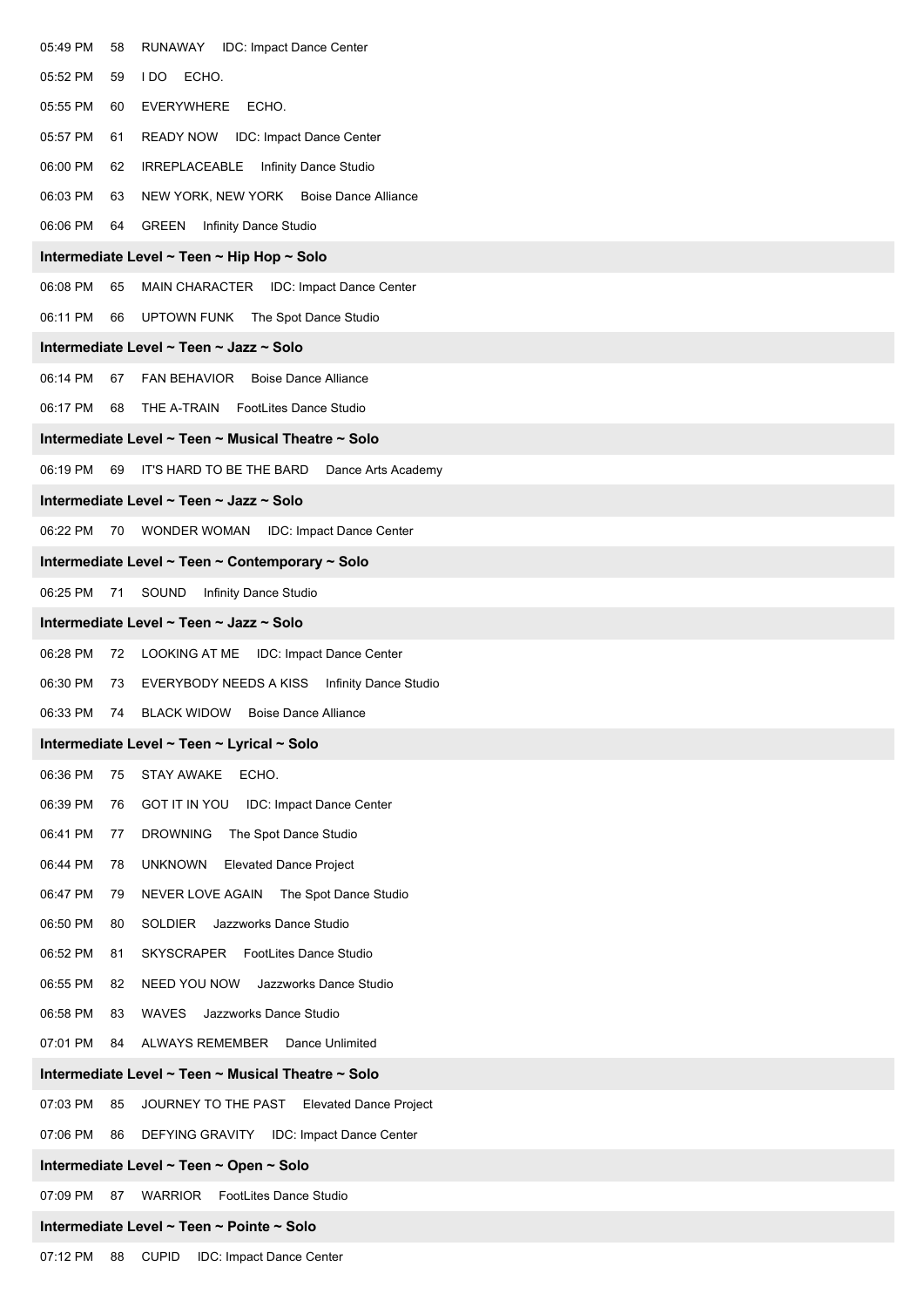05:49 PM 58 RUNAWAY IDC: Impact Dance Center

05:52 PM 59 I DO ECHO.

05:55 PM 60 EVERYWHERE ECHO.

05:57 PM 61 READY NOW IDC: Impact Dance Center

06:00 PM 62 IRREPLACEABLE Infinity Dance Studio

06:03 PM 63 NEW YORK, NEW YORK Boise Dance Alliance

06:06 PM 64 GREEN Infinity Dance Studio

**Intermediate Level ~ Teen ~ Hip Hop ~ Solo**

06:08 PM 65 MAIN CHARACTER IDC: Impact Dance Center

06:11 PM 66 UPTOWN FUNK The Spot Dance Studio

**Intermediate Level ~ Teen ~ Jazz ~ Solo**

06:14 PM 67 FAN BEHAVIOR Boise Dance Alliance

06:17 PM 68 THE A-TRAIN FootLites Dance Studio

**Intermediate Level ~ Teen ~ Musical Theatre ~ Solo**

06:19 PM 69 IT'S HARD TO BE THE BARD Dance Arts Academy

**Intermediate Level ~ Teen ~ Jazz ~ Solo**

06:22 PM 70 WONDER WOMAN IDC: Impact Dance Center

**Intermediate Level ~ Teen ~ Contemporary ~ Solo**

06:25 PM 71 SOUND Infinity Dance Studio

**Intermediate Level ~ Teen ~ Jazz ~ Solo**

06:28 PM 72 LOOKING AT ME IDC: Impact Dance Center

06:30 PM 73 EVERYBODY NEEDS A KISS Infinity Dance Studio

06:33 PM 74 BLACK WIDOW Boise Dance Alliance

**Intermediate Level ~ Teen ~ Lyrical ~ Solo**

06:36 PM 75 STAY AWAKE ECHO.

06:39 PM 76 GOT IT IN YOU IDC: Impact Dance Center

06:41 PM 77 DROWNING The Spot Dance Studio

06:44 PM 78 UNKNOWN Elevated Dance Project

06:47 PM 79 NEVER LOVE AGAIN The Spot Dance Studio

06:50 PM 80 SOLDIER Jazzworks Dance Studio

06:52 PM 81 SKYSCRAPER FootLites Dance Studio

06:55 PM 82 NEED YOU NOW Jazzworks Dance Studio

06:58 PM 83 WAVES Jazzworks Dance Studio

07:01 PM 84 ALWAYS REMEMBER Dance Unlimited

**Intermediate Level ~ Teen ~ Musical Theatre ~ Solo**

07:03 PM 85 JOURNEY TO THE PAST Elevated Dance Project

07:06 PM 86 DEFYING GRAVITY IDC: Impact Dance Center

**Intermediate Level ~ Teen ~ Open ~ Solo**

07:09 PM 87 WARRIOR FootLites Dance Studio

**Intermediate Level ~ Teen ~ Pointe ~ Solo**

07:12 PM 88 CUPID IDC: Impact Dance Center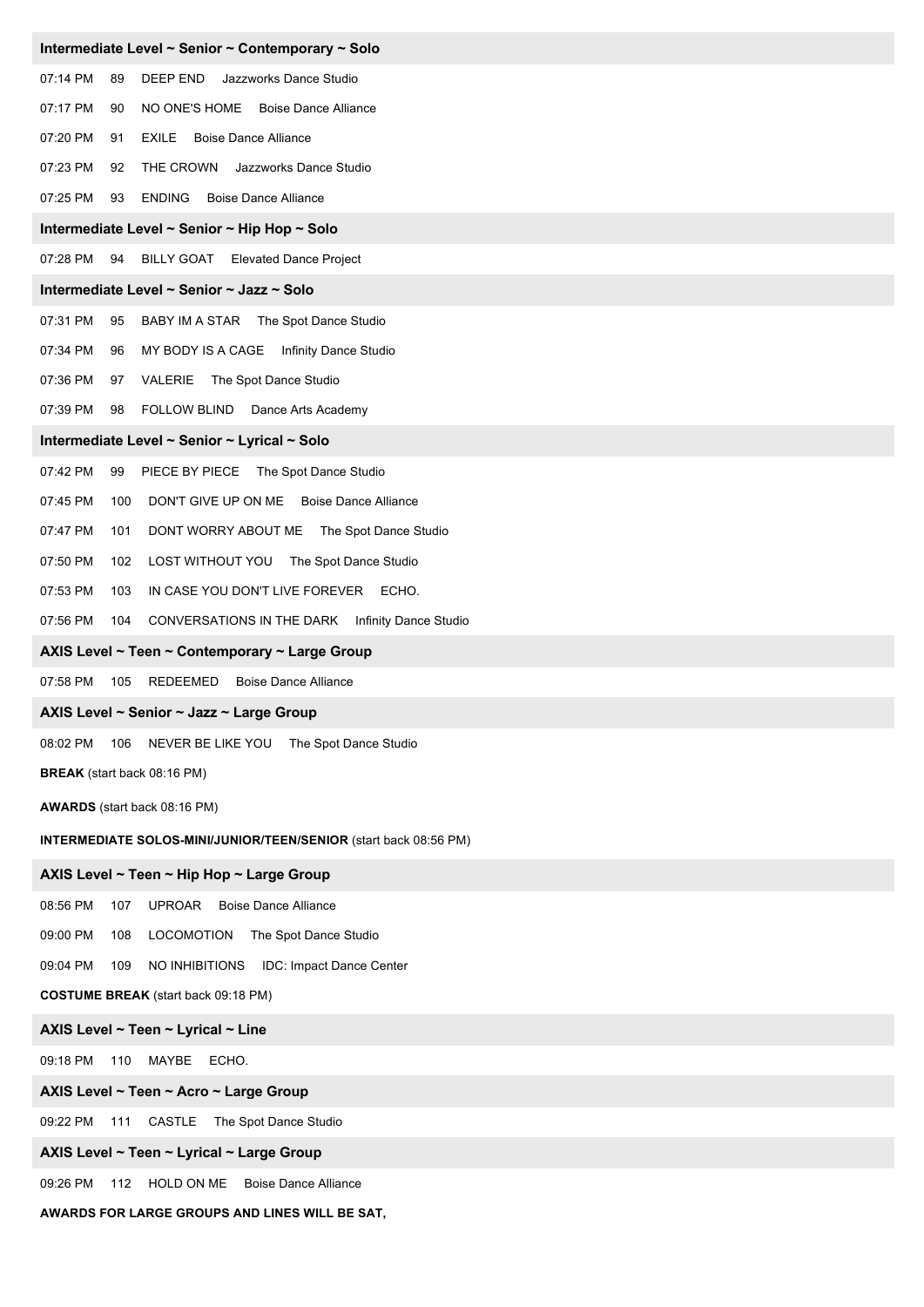### Intermediate Level ~ Senior ~ Contemporary ~ Solo

07:14 PM 89 DEEP END Jazzworks Dance Studio

07:17 PM 90 NO ONE'S HOME Boise Dance Alliance

07:20 PM 91 EXILE Boise Dance Alliance

07:23 PM 92 THE CROWN Jazzworks Dance Studio

07:25 PM 93 ENDING Boise Dance Alliance

### Intermediate Level ~ Senior ~ Hip Hop ~ Solo

07:28 PM 94 BILLY GOAT Elevated Dance Project

### Intermediate Level ~ Senior ~ Jazz ~ Solo

07:31 PM 95 BABY IM A STAR The Spot Dance Studio

07:34 PM 96 MY BODY IS A CAGE Infinity Dance Studio

07:36 PM 97 VALERIE The Spot Dance Studio

07:39 PM 98 FOLLOW BLIND Dance Arts Academy

### Intermediate Level ~ Senior ~ Lyrical ~ Solo

07:42 PM 99 PIECE BY PIECE The Spot Dance Studio

07:45 PM 100 DON'T GIVE UP ON ME Boise Dance Alliance

07:47 PM 101 DONT WORRY ABOUT ME The Spot Dance Studio

07:50 PM 102 LOST WITHOUT YOU The Spot Dance Studio

07:53 PM 103 IN CASE YOU DON'T LIVE FOREVER ECHO.

07:56 PM 104 CONVERSATIONS IN THE DARK Infinity Dance Studio

### AXIS Level ~ Teen ~ Contemporary ~ Large Group

07:58 PM 105 REDEEMED Boise Dance Alliance

### AXIS Level ~ Senior ~ Jazz ~ Large Group

08:02 PM 106 NEVER BE LIKE YOU The Spot Dance Studio

**BREAK** (start back 08:16 PM)

**AWARDS** (start back 08:16 PM)

**INTERMEDIATE SOLOS-MINI/JUNIOR/TEEN/SENIOR** (start back 08:56 PM)

### AXIS Level ~ Teen ~ Hip Hop ~ Large Group

08:56 PM 107 UPROAR Boise Dance Alliance

09:00 PM 108 LOCOMOTION The Spot Dance Studio

09:04 PM 109 NO INHIBITIONS IDC: Impact Dance Center

**COSTUME BREAK** (start back 09:18 PM)

### AXIS Level ~ Teen ~ Lyrical ~ Line

09:18 PM 110 MAYBE ECHO.

### AXIS Level ~ Teen ~ Acro ~ Large Group

09:22 PM 111 CASTLE The Spot Dance Studio

### AXIS Level ~ Teen ~ Lyrical ~ Large Group

09:26 PM 112 HOLD ON ME Boise Dance Alliance

**AWARDS FOR LARGE GROUPS AND LINES WILL BE SAT,**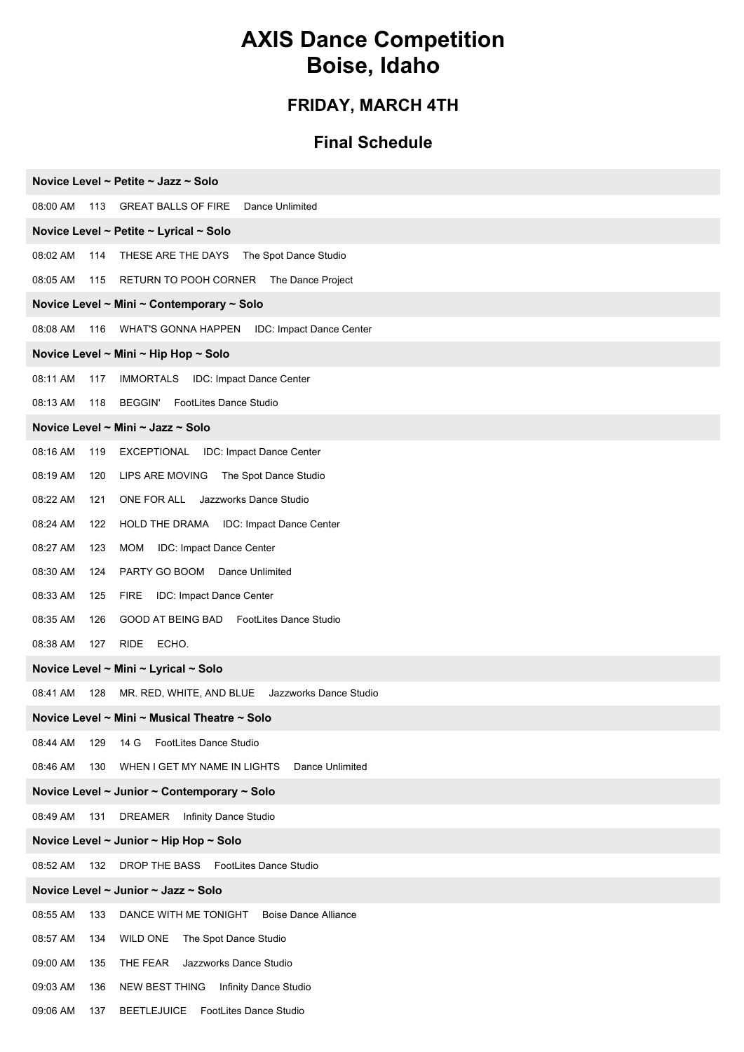# AXIS Dance Competition
# Boise, Idaho

## FRIDAY, MARCH 4TH

## Final Schedule

**Novice Level ~ Petite ~ Jazz ~ Solo**

08:00 AM 113 GREAT BALLS OF FIRE Dance Unlimited

**Novice Level ~ Petite ~ Lyrical ~ Solo**

08:02 AM 114 THESE ARE THE DAYS The Spot Dance Studio

08:05 AM 115 RETURN TO POOH CORNER The Dance Project

**Novice Level ~ Mini ~ Contemporary ~ Solo**

08:08 AM 116 WHAT'S GONNA HAPPEN IDC: Impact Dance Center

**Novice Level ~ Mini ~ Hip Hop ~ Solo**

08:11 AM 117 IMMORTALS IDC: Impact Dance Center

08:13 AM 118 BEGGIN' FootLites Dance Studio

**Novice Level ~ Mini ~ Jazz ~ Solo**

08:16 AM 119 EXCEPTIONAL IDC: Impact Dance Center

08:19 AM 120 LIPS ARE MOVING The Spot Dance Studio

08:22 AM 121 ONE FOR ALL Jazzworks Dance Studio

08:24 AM 122 HOLD THE DRAMA IDC: Impact Dance Center

08:27 AM 123 MOM IDC: Impact Dance Center

08:30 AM 124 PARTY GO BOOM Dance Unlimited

08:33 AM 125 FIRE IDC: Impact Dance Center

08:35 AM 126 GOOD AT BEING BAD FootLites Dance Studio

08:38 AM 127 RIDE ECHO.

**Novice Level ~ Mini ~ Lyrical ~ Solo**

08:41 AM 128 MR. RED, WHITE, AND BLUE Jazzworks Dance Studio

**Novice Level ~ Mini ~ Musical Theatre ~ Solo**

08:44 AM 129 14 G FootLites Dance Studio

08:46 AM 130 WHEN I GET MY NAME IN LIGHTS Dance Unlimited

**Novice Level ~ Junior ~ Contemporary ~ Solo**

08:49 AM 131 DREAMER Infinity Dance Studio

**Novice Level ~ Junior ~ Hip Hop ~ Solo**

08:52 AM 132 DROP THE BASS FootLites Dance Studio

**Novice Level ~ Junior ~ Jazz ~ Solo**

08:55 AM 133 DANCE WITH ME TONIGHT Boise Dance Alliance

08:57 AM 134 WILD ONE The Spot Dance Studio

09:00 AM 135 THE FEAR Jazzworks Dance Studio

09:03 AM 136 NEW BEST THING Infinity Dance Studio

09:06 AM 137 BEETLEJUICE FootLites Dance Studio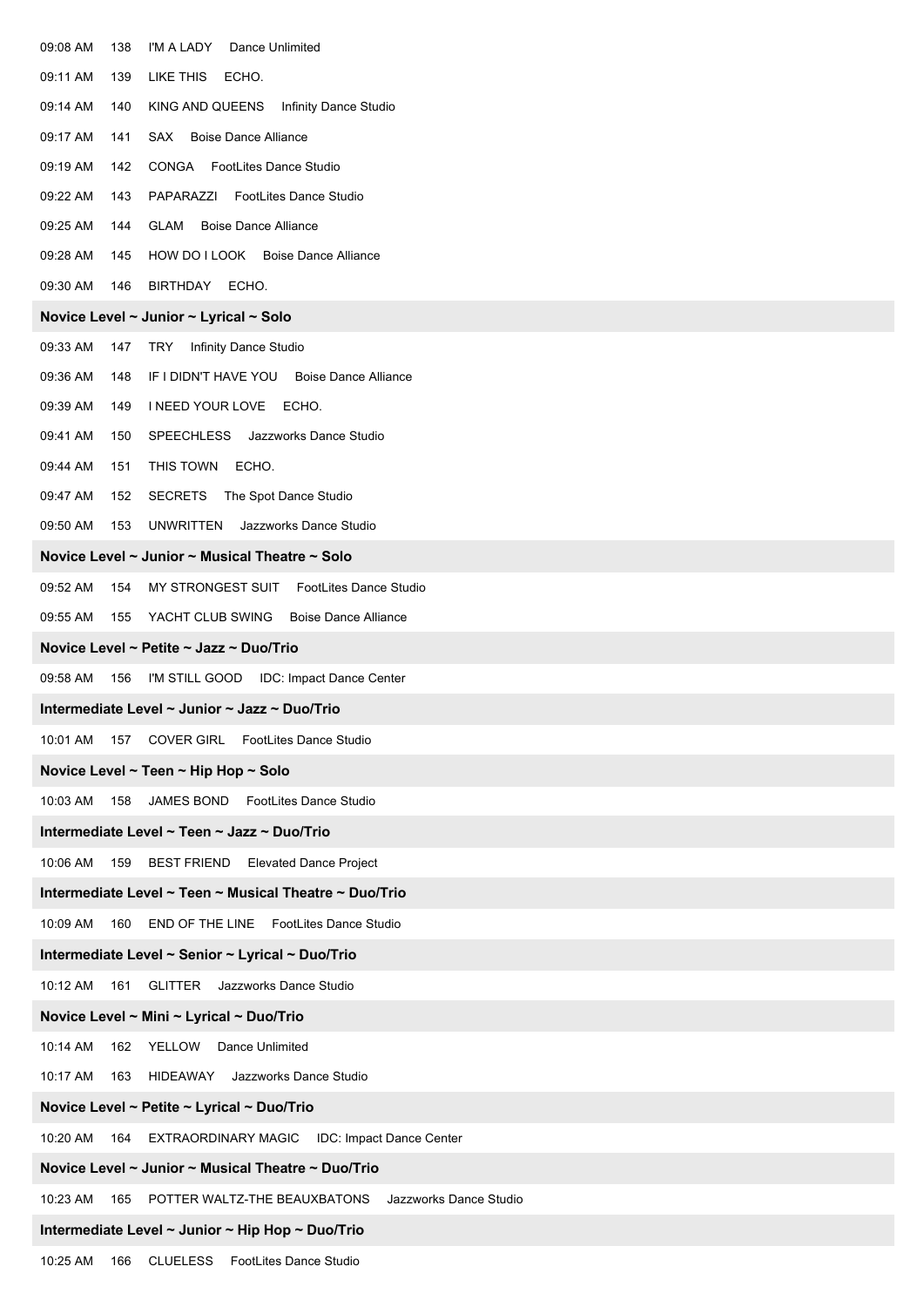09:08 AM 138 I'M A LADY Dance Unlimited

09:11 AM 139 LIKE THIS ECHO.

09:14 AM 140 KING AND QUEENS Infinity Dance Studio

09:17 AM 141 SAX Boise Dance Alliance

09:19 AM 142 CONGA FootLites Dance Studio

09:22 AM 143 PAPARAZZI FootLites Dance Studio

09:25 AM 144 GLAM Boise Dance Alliance

09:28 AM 145 HOW DO I LOOK Boise Dance Alliance

09:30 AM 146 BIRTHDAY ECHO.

**Novice Level ~ Junior ~ Lyrical ~ Solo**

09:33 AM 147 TRY Infinity Dance Studio

09:36 AM 148 IF I DIDN'T HAVE YOU Boise Dance Alliance

09:39 AM 149 I NEED YOUR LOVE ECHO.

09:41 AM 150 SPEECHLESS Jazzworks Dance Studio

09:44 AM 151 THIS TOWN ECHO.

09:47 AM 152 SECRETS The Spot Dance Studio

09:50 AM 153 UNWRITTEN Jazzworks Dance Studio

**Novice Level ~ Junior ~ Musical Theatre ~ Solo**

09:52 AM 154 MY STRONGEST SUIT FootLites Dance Studio

09:55 AM 155 YACHT CLUB SWING Boise Dance Alliance

**Novice Level ~ Petite ~ Jazz ~ Duo/Trio**

09:58 AM 156 I'M STILL GOOD IDC: Impact Dance Center

**Intermediate Level ~ Junior ~ Jazz ~ Duo/Trio**

10:01 AM 157 COVER GIRL FootLites Dance Studio

**Novice Level ~ Teen ~ Hip Hop ~ Solo**

10:03 AM 158 JAMES BOND FootLites Dance Studio

**Intermediate Level ~ Teen ~ Jazz ~ Duo/Trio**

10:06 AM 159 BEST FRIEND Elevated Dance Project

**Intermediate Level ~ Teen ~ Musical Theatre ~ Duo/Trio**

10:09 AM 160 END OF THE LINE FootLites Dance Studio

**Intermediate Level ~ Senior ~ Lyrical ~ Duo/Trio**

10:12 AM 161 GLITTER Jazzworks Dance Studio

**Novice Level ~ Mini ~ Lyrical ~ Duo/Trio**

10:14 AM 162 YELLOW Dance Unlimited

10:17 AM 163 HIDEAWAY Jazzworks Dance Studio

**Novice Level ~ Petite ~ Lyrical ~ Duo/Trio**

10:20 AM 164 EXTRAORDINARY MAGIC IDC: Impact Dance Center

**Novice Level ~ Junior ~ Musical Theatre ~ Duo/Trio**

10:23 AM 165 POTTER WALTZ-THE BEAUXBATONS Jazzworks Dance Studio

**Intermediate Level ~ Junior ~ Hip Hop ~ Duo/Trio**

10:25 AM 166 CLUELESS FootLites Dance Studio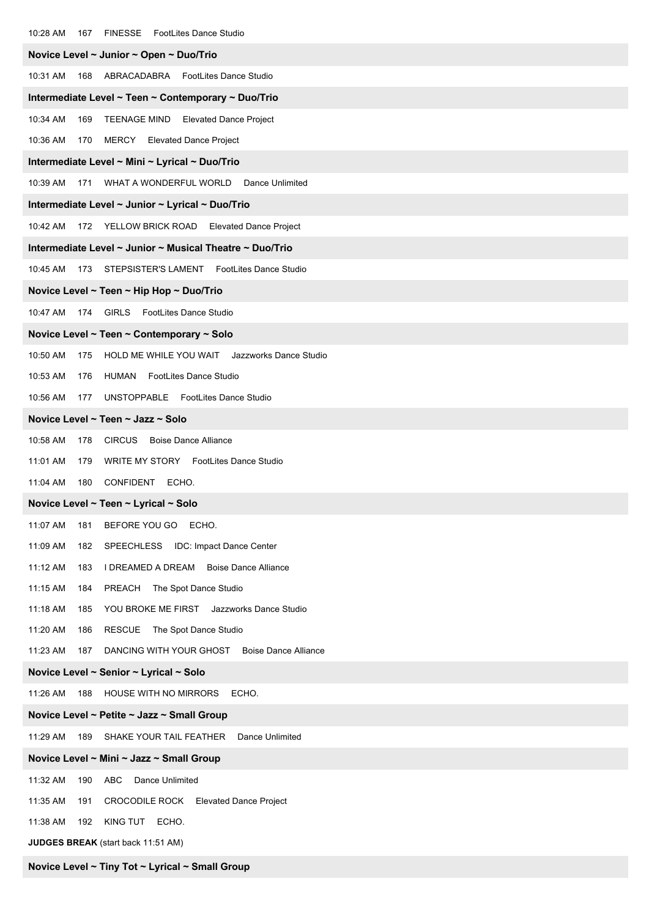10:28 AM 167 FINESSE FootLites Dance Studio

**Novice Level ~ Junior ~ Open ~ Duo/Trio**

10:31 AM 168 ABRACADABRA FootLites Dance Studio

**Intermediate Level ~ Teen ~ Contemporary ~ Duo/Trio**

10:34 AM 169 TEENAGE MIND Elevated Dance Project

10:36 AM 170 MERCY Elevated Dance Project

**Intermediate Level ~ Mini ~ Lyrical ~ Duo/Trio**

10:39 AM 171 WHAT A WONDERFUL WORLD Dance Unlimited

**Intermediate Level ~ Junior ~ Lyrical ~ Duo/Trio**

10:42 AM 172 YELLOW BRICK ROAD Elevated Dance Project

**Intermediate Level ~ Junior ~ Musical Theatre ~ Duo/Trio**

10:45 AM 173 STEPSISTER'S LAMENT FootLites Dance Studio

**Novice Level ~ Teen ~ Hip Hop ~ Duo/Trio**

10:47 AM 174 GIRLS FootLites Dance Studio

**Novice Level ~ Teen ~ Contemporary ~ Solo**

10:50 AM 175 HOLD ME WHILE YOU WAIT Jazzworks Dance Studio

10:53 AM 176 HUMAN FootLites Dance Studio

10:56 AM 177 UNSTOPPABLE FootLites Dance Studio

**Novice Level ~ Teen ~ Jazz ~ Solo**

10:58 AM 178 CIRCUS Boise Dance Alliance

11:01 AM 179 WRITE MY STORY FootLites Dance Studio

11:04 AM 180 CONFIDENT ECHO.

**Novice Level ~ Teen ~ Lyrical ~ Solo**

11:07 AM 181 BEFORE YOU GO ECHO.

11:09 AM 182 SPEECHLESS IDC: Impact Dance Center

11:12 AM 183 I DREAMED A DREAM Boise Dance Alliance

11:15 AM 184 PREACH The Spot Dance Studio

11:18 AM 185 YOU BROKE ME FIRST Jazzworks Dance Studio

11:20 AM 186 RESCUE The Spot Dance Studio

11:23 AM 187 DANCING WITH YOUR GHOST Boise Dance Alliance

**Novice Level ~ Senior ~ Lyrical ~ Solo**

11:26 AM 188 HOUSE WITH NO MIRRORS ECHO.

**Novice Level ~ Petite ~ Jazz ~ Small Group**

11:29 AM 189 SHAKE YOUR TAIL FEATHER Dance Unlimited

**Novice Level ~ Mini ~ Jazz ~ Small Group**

11:32 AM 190 ABC Dance Unlimited

11:35 AM 191 CROCODILE ROCK Elevated Dance Project

11:38 AM 192 KING TUT ECHO.

**JUDGES BREAK** (start back 11:51 AM)

**Novice Level ~ Tiny Tot ~ Lyrical ~ Small Group**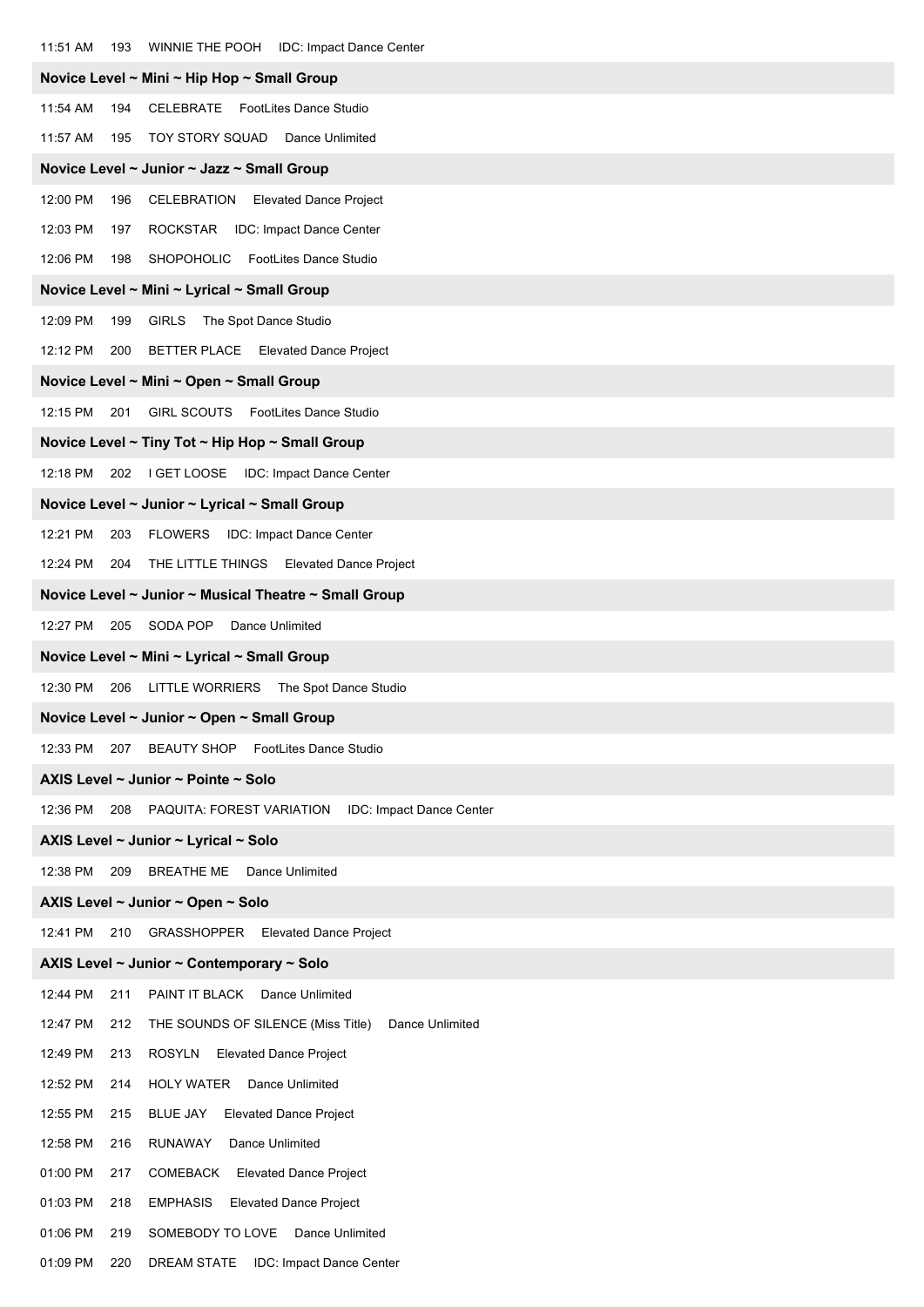11:51 AM 193 WINNIE THE POOH IDC: Impact Dance Center

**Novice Level ~ Mini ~ Hip Hop ~ Small Group**

11:54 AM 194 CELEBRATE FootLites Dance Studio

11:57 AM 195 TOY STORY SQUAD Dance Unlimited

**Novice Level ~ Junior ~ Jazz ~ Small Group**

12:00 PM 196 CELEBRATION Elevated Dance Project

12:03 PM 197 ROCKSTAR IDC: Impact Dance Center

12:06 PM 198 SHOPOHOLIC FootLites Dance Studio

**Novice Level ~ Mini ~ Lyrical ~ Small Group**

12:09 PM 199 GIRLS The Spot Dance Studio

12:12 PM 200 BETTER PLACE Elevated Dance Project

**Novice Level ~ Mini ~ Open ~ Small Group**

12:15 PM 201 GIRL SCOUTS FootLites Dance Studio

**Novice Level ~ Tiny Tot ~ Hip Hop ~ Small Group**

12:18 PM 202 I GET LOOSE IDC: Impact Dance Center

**Novice Level ~ Junior ~ Lyrical ~ Small Group**

12:21 PM 203 FLOWERS IDC: Impact Dance Center

12:24 PM 204 THE LITTLE THINGS Elevated Dance Project

**Novice Level ~ Junior ~ Musical Theatre ~ Small Group**

12:27 PM 205 SODA POP Dance Unlimited

**Novice Level ~ Mini ~ Lyrical ~ Small Group**

12:30 PM 206 LITTLE WORRIERS The Spot Dance Studio

**Novice Level ~ Junior ~ Open ~ Small Group**

12:33 PM 207 BEAUTY SHOP FootLites Dance Studio

**AXIS Level ~ Junior ~ Pointe ~ Solo**

12:36 PM 208 PAQUITA: FOREST VARIATION IDC: Impact Dance Center

**AXIS Level ~ Junior ~ Lyrical ~ Solo**

12:38 PM 209 BREATHE ME Dance Unlimited

**AXIS Level ~ Junior ~ Open ~ Solo**

12:41 PM 210 GRASSHOPPER Elevated Dance Project

**AXIS Level ~ Junior ~ Contemporary ~ Solo**

12:44 PM 211 PAINT IT BLACK Dance Unlimited

12:47 PM 212 THE SOUNDS OF SILENCE (Miss Title) Dance Unlimited

12:49 PM 213 ROSYLN Elevated Dance Project

12:52 PM 214 HOLY WATER Dance Unlimited

12:55 PM 215 BLUE JAY Elevated Dance Project

12:58 PM 216 RUNAWAY Dance Unlimited

01:00 PM 217 COMEBACK Elevated Dance Project

01:03 PM 218 EMPHASIS Elevated Dance Project

01:06 PM 219 SOMEBODY TO LOVE Dance Unlimited

01:09 PM 220 DREAM STATE IDC: Impact Dance Center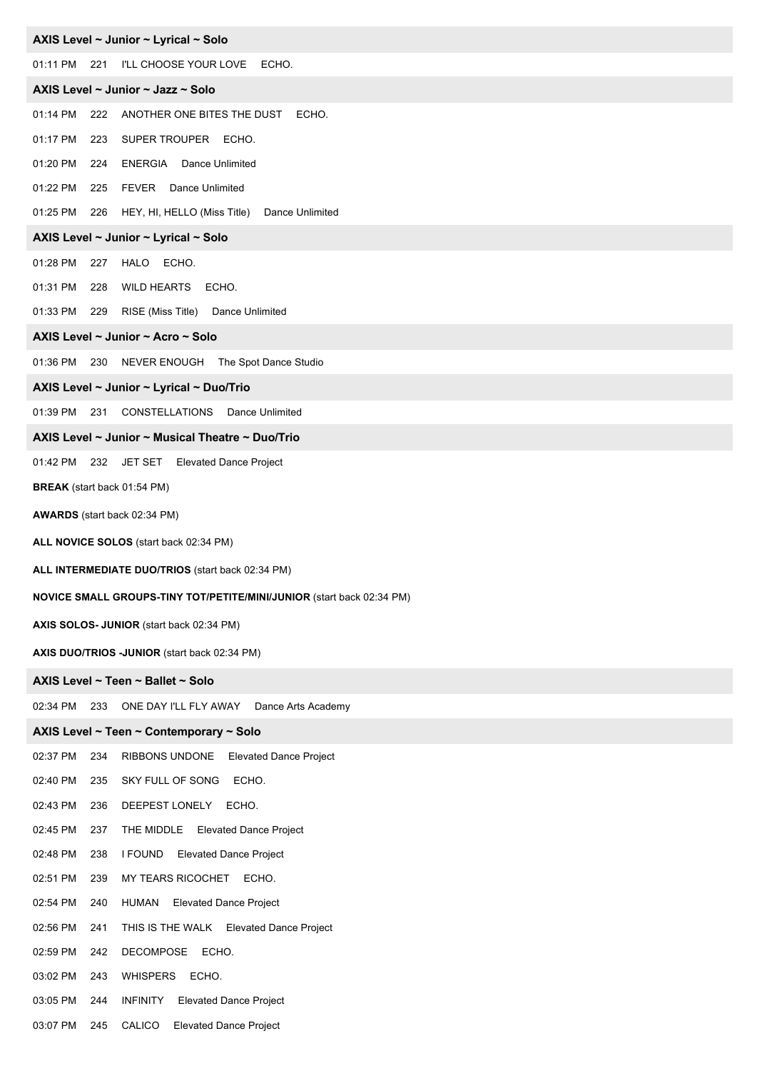### AXIS Level ~ Junior ~ Lyrical ~ Solo

01:11 PM 221 I'LL CHOOSE YOUR LOVE ECHO.

### AXIS Level ~ Junior ~ Jazz ~ Solo

01:14 PM 222 ANOTHER ONE BITES THE DUST ECHO.

01:17 PM 223 SUPER TROUPER ECHO.

01:20 PM 224 ENERGIA Dance Unlimited

01:22 PM 225 FEVER Dance Unlimited

01:25 PM 226 HEY, HI, HELLO (Miss Title) Dance Unlimited

### AXIS Level ~ Junior ~ Lyrical ~ Solo

01:28 PM 227 HALO ECHO.

01:31 PM 228 WILD HEARTS ECHO.

01:33 PM 229 RISE (Miss Title) Dance Unlimited

### AXIS Level ~ Junior ~ Acro ~ Solo

01:36 PM 230 NEVER ENOUGH The Spot Dance Studio

### AXIS Level ~ Junior ~ Lyrical ~ Duo/Trio

01:39 PM 231 CONSTELLATIONS Dance Unlimited

### AXIS Level ~ Junior ~ Musical Theatre ~ Duo/Trio

01:42 PM 232 JET SET Elevated Dance Project

**BREAK** (start back 01:54 PM)

**AWARDS** (start back 02:34 PM)

**ALL NOVICE SOLOS** (start back 02:34 PM)

**ALL INTERMEDIATE DUO/TRIOS** (start back 02:34 PM)

**NOVICE SMALL GROUPS-TINY TOT/PETITE/MINI/JUNIOR** (start back 02:34 PM)

**AXIS SOLOS- JUNIOR** (start back 02:34 PM)

**AXIS DUO/TRIOS -JUNIOR** (start back 02:34 PM)

### AXIS Level ~ Teen ~ Ballet ~ Solo

02:34 PM 233 ONE DAY I'LL FLY AWAY Dance Arts Academy

### AXIS Level ~ Teen ~ Contemporary ~ Solo

02:37 PM 234 RIBBONS UNDONE Elevated Dance Project

02:40 PM 235 SKY FULL OF SONG ECHO.

02:43 PM 236 DEEPEST LONELY ECHO.

02:45 PM 237 THE MIDDLE Elevated Dance Project

02:48 PM 238 I FOUND Elevated Dance Project

02:51 PM 239 MY TEARS RICOCHET ECHO.

02:54 PM 240 HUMAN Elevated Dance Project

02:56 PM 241 THIS IS THE WALK Elevated Dance Project

02:59 PM 242 DECOMPOSE ECHO.

03:02 PM 243 WHISPERS ECHO.

03:05 PM 244 INFINITY Elevated Dance Project

03:07 PM 245 CALICO Elevated Dance Project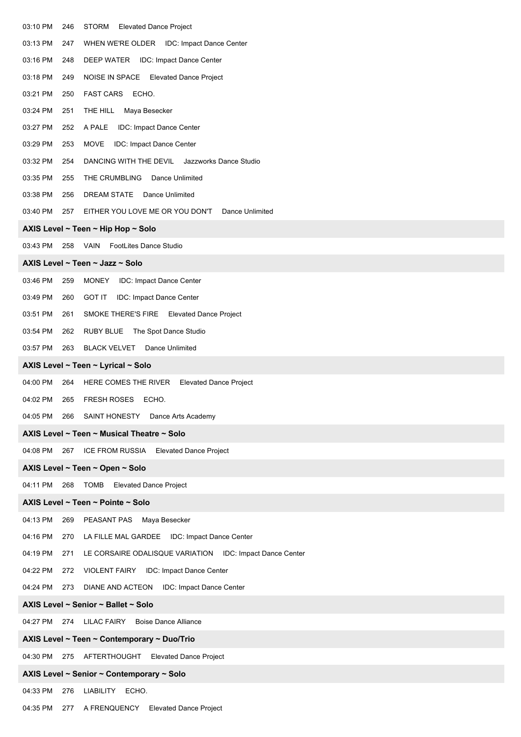03:10 PM 246 STORM Elevated Dance Project

03:13 PM 247 WHEN WE'RE OLDER IDC: Impact Dance Center

03:16 PM 248 DEEP WATER IDC: Impact Dance Center

03:18 PM 249 NOISE IN SPACE Elevated Dance Project

03:21 PM 250 FAST CARS ECHO.

03:24 PM 251 THE HILL Maya Besecker

03:27 PM 252 A PALE IDC: Impact Dance Center

03:29 PM 253 MOVE IDC: Impact Dance Center

03:32 PM 254 DANCING WITH THE DEVIL Jazzworks Dance Studio

03:35 PM 255 THE CRUMBLING Dance Unlimited

03:38 PM 256 DREAM STATE Dance Unlimited

03:40 PM 257 EITHER YOU LOVE ME OR YOU DON'T Dance Unlimited

**AXIS Level ~ Teen ~ Hip Hop ~ Solo**

03:43 PM 258 VAIN FootLites Dance Studio

**AXIS Level ~ Teen ~ Jazz ~ Solo**

03:46 PM 259 MONEY IDC: Impact Dance Center

03:49 PM 260 GOT IT IDC: Impact Dance Center

03:51 PM 261 SMOKE THERE'S FIRE Elevated Dance Project

03:54 PM 262 RUBY BLUE The Spot Dance Studio

03:57 PM 263 BLACK VELVET Dance Unlimited

**AXIS Level ~ Teen ~ Lyrical ~ Solo**

04:00 PM 264 HERE COMES THE RIVER Elevated Dance Project

04:02 PM 265 FRESH ROSES ECHO.

04:05 PM 266 SAINT HONESTY Dance Arts Academy

**AXIS Level ~ Teen ~ Musical Theatre ~ Solo**

04:08 PM 267 ICE FROM RUSSIA Elevated Dance Project

**AXIS Level ~ Teen ~ Open ~ Solo**

04:11 PM 268 TOMB Elevated Dance Project

**AXIS Level ~ Teen ~ Pointe ~ Solo**

04:13 PM 269 PEASANT PAS Maya Besecker

04:16 PM 270 LA FILLE MAL GARDEE IDC: Impact Dance Center

04:19 PM 271 LE CORSAIRE ODALISQUE VARIATION IDC: Impact Dance Center

04:22 PM 272 VIOLENT FAIRY IDC: Impact Dance Center

04:24 PM 273 DIANE AND ACTEON IDC: Impact Dance Center

**AXIS Level ~ Senior ~ Ballet ~ Solo**

04:27 PM 274 LILAC FAIRY Boise Dance Alliance

**AXIS Level ~ Teen ~ Contemporary ~ Duo/Trio**

04:30 PM 275 AFTERTHOUGHT Elevated Dance Project

**AXIS Level ~ Senior ~ Contemporary ~ Solo**

04:33 PM 276 LIABILITY ECHO.

04:35 PM 277 A FRENQUENCY Elevated Dance Project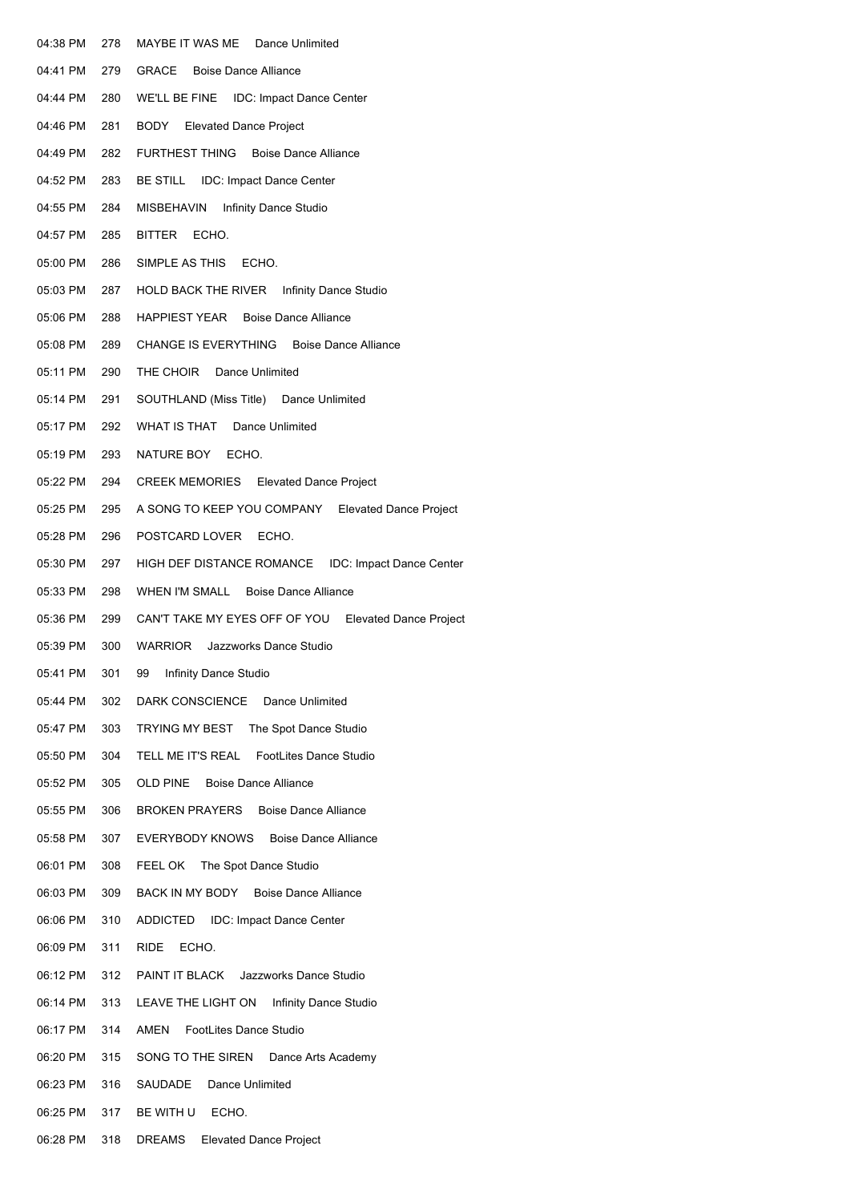| | | | |
|---|---|---|---|
| 04:38 PM | 278 | MAYBE IT WAS ME | Dance Unlimited |
| 04:41 PM | 279 | GRACE | Boise Dance Alliance |
| 04:44 PM | 280 | WE'LL BE FINE | IDC: Impact Dance Center |
| 04:46 PM | 281 | BODY | Elevated Dance Project |
| 04:49 PM | 282 | FURTHEST THING | Boise Dance Alliance |
| 04:52 PM | 283 | BE STILL | IDC: Impact Dance Center |
| 04:55 PM | 284 | MISBEHAVIN | Infinity Dance Studio |
| 04:57 PM | 285 | BITTER | ECHO. |
| 05:00 PM | 286 | SIMPLE AS THIS | ECHO. |
| 05:03 PM | 287 | HOLD BACK THE RIVER | Infinity Dance Studio |
| 05:06 PM | 288 | HAPPIEST YEAR | Boise Dance Alliance |
| 05:08 PM | 289 | CHANGE IS EVERYTHING | Boise Dance Alliance |
| 05:11 PM | 290 | THE CHOIR | Dance Unlimited |
| 05:14 PM | 291 | SOUTHLAND (Miss Title) | Dance Unlimited |
| 05:17 PM | 292 | WHAT IS THAT | Dance Unlimited |
| 05:19 PM | 293 | NATURE BOY | ECHO. |
| 05:22 PM | 294 | CREEK MEMORIES | Elevated Dance Project |
| 05:25 PM | 295 | A SONG TO KEEP YOU COMPANY | Elevated Dance Project |
| 05:28 PM | 296 | POSTCARD LOVER | ECHO. |
| 05:30 PM | 297 | HIGH DEF DISTANCE ROMANCE | IDC: Impact Dance Center |
| 05:33 PM | 298 | WHEN I'M SMALL | Boise Dance Alliance |
| 05:36 PM | 299 | CAN'T TAKE MY EYES OFF OF YOU | Elevated Dance Project |
| 05:39 PM | 300 | WARRIOR | Jazzworks Dance Studio |
| 05:41 PM | 301 | 99 | Infinity Dance Studio |
| 05:44 PM | 302 | DARK CONSCIENCE | Dance Unlimited |
| 05:47 PM | 303 | TRYING MY BEST | The Spot Dance Studio |
| 05:50 PM | 304 | TELL ME IT'S REAL | FootLites Dance Studio |
| 05:52 PM | 305 | OLD PINE | Boise Dance Alliance |
| 05:55 PM | 306 | BROKEN PRAYERS | Boise Dance Alliance |
| 05:58 PM | 307 | EVERYBODY KNOWS | Boise Dance Alliance |
| 06:01 PM | 308 | FEEL OK | The Spot Dance Studio |
| 06:03 PM | 309 | BACK IN MY BODY | Boise Dance Alliance |
| 06:06 PM | 310 | ADDICTED | IDC: Impact Dance Center |
| 06:09 PM | 311 | RIDE | ECHO. |
| 06:12 PM | 312 | PAINT IT BLACK | Jazzworks Dance Studio |
| 06:14 PM | 313 | LEAVE THE LIGHT ON | Infinity Dance Studio |
| 06:17 PM | 314 | AMEN | FootLites Dance Studio |
| 06:20 PM | 315 | SONG TO THE SIREN | Dance Arts Academy |
| 06:23 PM | 316 | SAUDADE | Dance Unlimited |
| 06:25 PM | 317 | BE WITH U | ECHO. |
| 06:28 PM | 318 | DREAMS | Elevated Dance Project |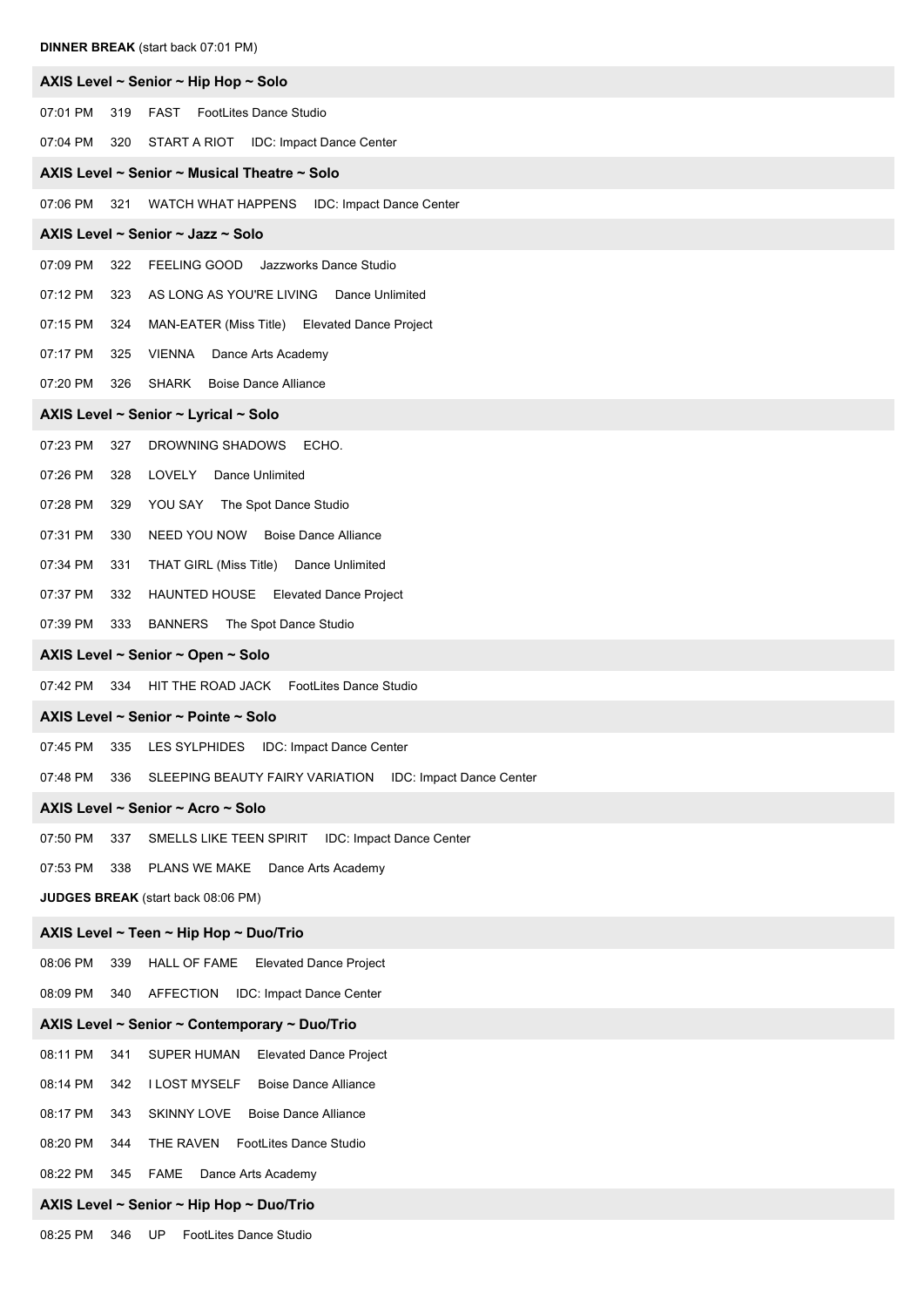**DINNER BREAK** (start back 07:01 PM)

### AXIS Level ~ Senior ~ Hip Hop ~ Solo

07:01 PM 319 FAST FootLites Dance Studio

07:04 PM 320 START A RIOT IDC: Impact Dance Center

### AXIS Level ~ Senior ~ Musical Theatre ~ Solo

07:06 PM 321 WATCH WHAT HAPPENS IDC: Impact Dance Center

### AXIS Level ~ Senior ~ Jazz ~ Solo

07:09 PM 322 FEELING GOOD Jazzworks Dance Studio

07:12 PM 323 AS LONG AS YOU'RE LIVING Dance Unlimited

07:15 PM 324 MAN-EATER (Miss Title) Elevated Dance Project

07:17 PM 325 VIENNA Dance Arts Academy

07:20 PM 326 SHARK Boise Dance Alliance

### AXIS Level ~ Senior ~ Lyrical ~ Solo

07:23 PM 327 DROWNING SHADOWS ECHO.

07:26 PM 328 LOVELY Dance Unlimited

07:28 PM 329 YOU SAY The Spot Dance Studio

07:31 PM 330 NEED YOU NOW Boise Dance Alliance

07:34 PM 331 THAT GIRL (Miss Title) Dance Unlimited

07:37 PM 332 HAUNTED HOUSE Elevated Dance Project

07:39 PM 333 BANNERS The Spot Dance Studio

### AXIS Level ~ Senior ~ Open ~ Solo

07:42 PM 334 HIT THE ROAD JACK FootLites Dance Studio

### AXIS Level ~ Senior ~ Pointe ~ Solo

07:45 PM 335 LES SYLPHIDES IDC: Impact Dance Center

07:48 PM 336 SLEEPING BEAUTY FAIRY VARIATION IDC: Impact Dance Center

### AXIS Level ~ Senior ~ Acro ~ Solo

07:50 PM 337 SMELLS LIKE TEEN SPIRIT IDC: Impact Dance Center

07:53 PM 338 PLANS WE MAKE Dance Arts Academy

**JUDGES BREAK** (start back 08:06 PM)

### AXIS Level ~ Teen ~ Hip Hop ~ Duo/Trio

08:06 PM 339 HALL OF FAME Elevated Dance Project

08:09 PM 340 AFFECTION IDC: Impact Dance Center

### AXIS Level ~ Senior ~ Contemporary ~ Duo/Trio

08:11 PM 341 SUPER HUMAN Elevated Dance Project

08:14 PM 342 I LOST MYSELF Boise Dance Alliance

08:17 PM 343 SKINNY LOVE Boise Dance Alliance

08:20 PM 344 THE RAVEN FootLites Dance Studio

08:22 PM 345 FAME Dance Arts Academy

### AXIS Level ~ Senior ~ Hip Hop ~ Duo/Trio

08:25 PM 346 UP FootLites Dance Studio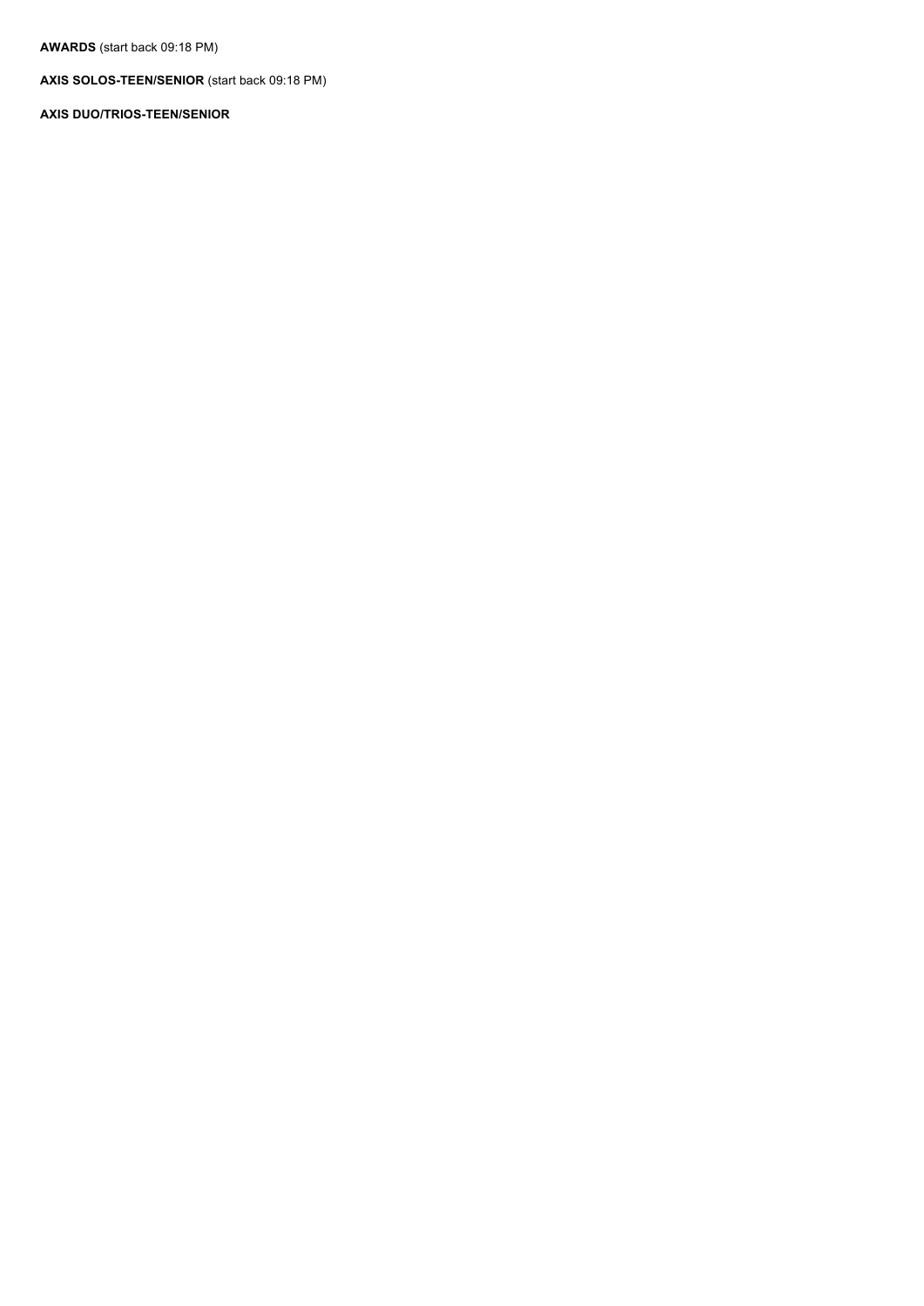**AWARDS** (start back 09:18 PM)

**AXIS SOLOS-TEEN/SENIOR** (start back 09:18 PM)

**AXIS DUO/TRIOS-TEEN/SENIOR**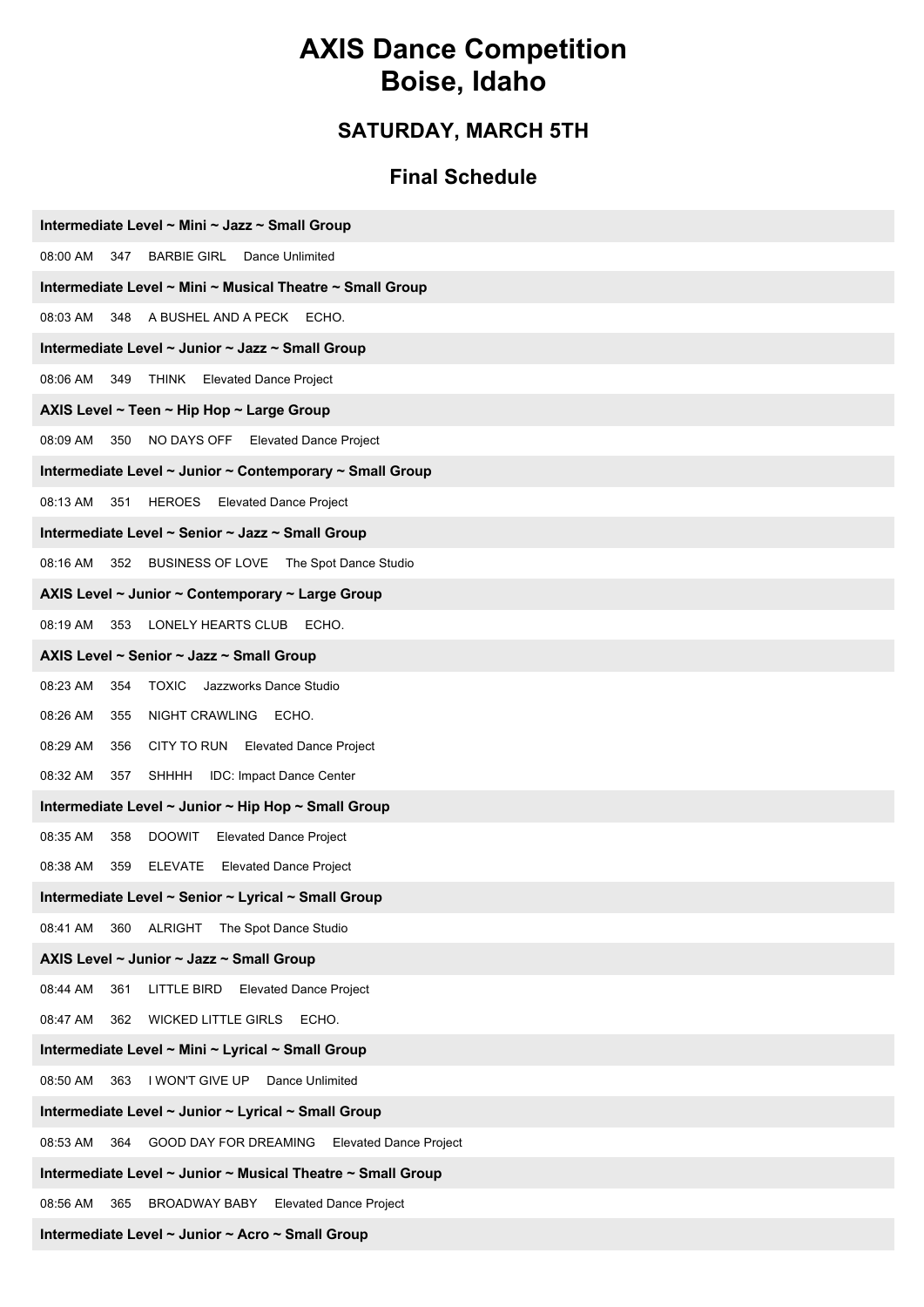# AXIS Dance Competition
# Boise, Idaho

## SATURDAY, MARCH 5TH

## Final Schedule

**Intermediate Level ~ Mini ~ Jazz ~ Small Group**

08:00 AM 347 BARBIE GIRL Dance Unlimited

**Intermediate Level ~ Mini ~ Musical Theatre ~ Small Group**

08:03 AM 348 A BUSHEL AND A PECK ECHO.

**Intermediate Level ~ Junior ~ Jazz ~ Small Group**

08:06 AM 349 THINK Elevated Dance Project

**AXIS Level ~ Teen ~ Hip Hop ~ Large Group**

08:09 AM 350 NO DAYS OFF Elevated Dance Project

**Intermediate Level ~ Junior ~ Contemporary ~ Small Group**

08:13 AM 351 HEROES Elevated Dance Project

**Intermediate Level ~ Senior ~ Jazz ~ Small Group**

08:16 AM 352 BUSINESS OF LOVE The Spot Dance Studio

**AXIS Level ~ Junior ~ Contemporary ~ Large Group**

08:19 AM 353 LONELY HEARTS CLUB ECHO.

**AXIS Level ~ Senior ~ Jazz ~ Small Group**

08:23 AM 354 TOXIC Jazzworks Dance Studio

08:26 AM 355 NIGHT CRAWLING ECHO.

08:29 AM 356 CITY TO RUN Elevated Dance Project

08:32 AM 357 SHHHH IDC: Impact Dance Center

**Intermediate Level ~ Junior ~ Hip Hop ~ Small Group**

08:35 AM 358 DOOWIT Elevated Dance Project

08:38 AM 359 ELEVATE Elevated Dance Project

**Intermediate Level ~ Senior ~ Lyrical ~ Small Group**

08:41 AM 360 ALRIGHT The Spot Dance Studio

**AXIS Level ~ Junior ~ Jazz ~ Small Group**

08:44 AM 361 LITTLE BIRD Elevated Dance Project

08:47 AM 362 WICKED LITTLE GIRLS ECHO.

**Intermediate Level ~ Mini ~ Lyrical ~ Small Group**

08:50 AM 363 I WON'T GIVE UP Dance Unlimited

**Intermediate Level ~ Junior ~ Lyrical ~ Small Group**

08:53 AM 364 GOOD DAY FOR DREAMING Elevated Dance Project

**Intermediate Level ~ Junior ~ Musical Theatre ~ Small Group**

08:56 AM 365 BROADWAY BABY Elevated Dance Project

**Intermediate Level ~ Junior ~ Acro ~ Small Group**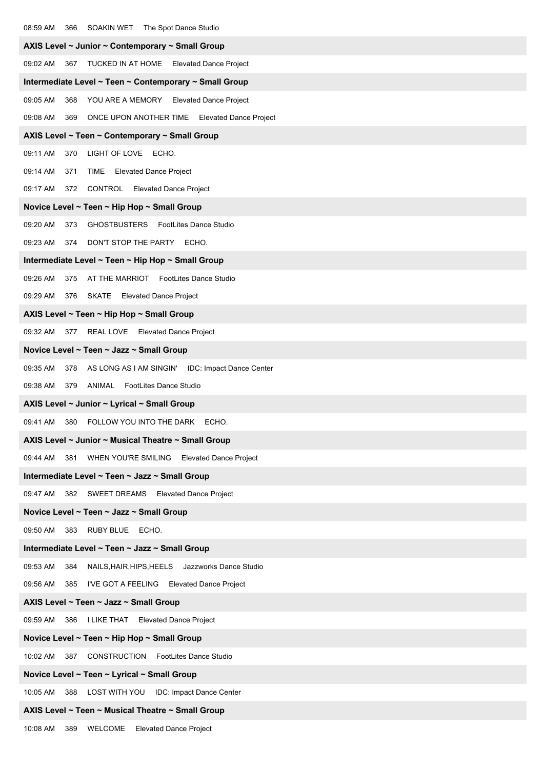08:59 AM 366 SOAKIN WET The Spot Dance Studio

**AXIS Level ~ Junior ~ Contemporary ~ Small Group**

09:02 AM 367 TUCKED IN AT HOME Elevated Dance Project

**Intermediate Level ~ Teen ~ Contemporary ~ Small Group**

09:05 AM 368 YOU ARE A MEMORY Elevated Dance Project

09:08 AM 369 ONCE UPON ANOTHER TIME Elevated Dance Project

**AXIS Level ~ Teen ~ Contemporary ~ Small Group**

09:11 AM 370 LIGHT OF LOVE ECHO.

09:14 AM 371 TIME Elevated Dance Project

09:17 AM 372 CONTROL Elevated Dance Project

**Novice Level ~ Teen ~ Hip Hop ~ Small Group**

09:20 AM 373 GHOSTBUSTERS FootLites Dance Studio

09:23 AM 374 DON'T STOP THE PARTY ECHO.

**Intermediate Level ~ Teen ~ Hip Hop ~ Small Group**

09:26 AM 375 AT THE MARRIOT FootLites Dance Studio

09:29 AM 376 SKATE Elevated Dance Project

**AXIS Level ~ Teen ~ Hip Hop ~ Small Group**

09:32 AM 377 REAL LOVE Elevated Dance Project

**Novice Level ~ Teen ~ Jazz ~ Small Group**

09:35 AM 378 AS LONG AS I AM SINGIN' IDC: Impact Dance Center

09:38 AM 379 ANIMAL FootLites Dance Studio

**AXIS Level ~ Junior ~ Lyrical ~ Small Group**

09:41 AM 380 FOLLOW YOU INTO THE DARK ECHO.

**AXIS Level ~ Junior ~ Musical Theatre ~ Small Group**

09:44 AM 381 WHEN YOU'RE SMILING Elevated Dance Project

**Intermediate Level ~ Teen ~ Jazz ~ Small Group**

09:47 AM 382 SWEET DREAMS Elevated Dance Project

**Novice Level ~ Teen ~ Jazz ~ Small Group**

09:50 AM 383 RUBY BLUE ECHO.

**Intermediate Level ~ Teen ~ Jazz ~ Small Group**

09:53 AM 384 NAILS,HAIR,HIPS,HEELS Jazzworks Dance Studio

09:56 AM 385 I'VE GOT A FEELING Elevated Dance Project

**AXIS Level ~ Teen ~ Jazz ~ Small Group**

09:59 AM 386 I LIKE THAT Elevated Dance Project

**Novice Level ~ Teen ~ Hip Hop ~ Small Group**

10:02 AM 387 CONSTRUCTION FootLites Dance Studio

**Novice Level ~ Teen ~ Lyrical ~ Small Group**

10:05 AM 388 LOST WITH YOU IDC: Impact Dance Center

**AXIS Level ~ Teen ~ Musical Theatre ~ Small Group**

10:08 AM 389 WELCOME Elevated Dance Project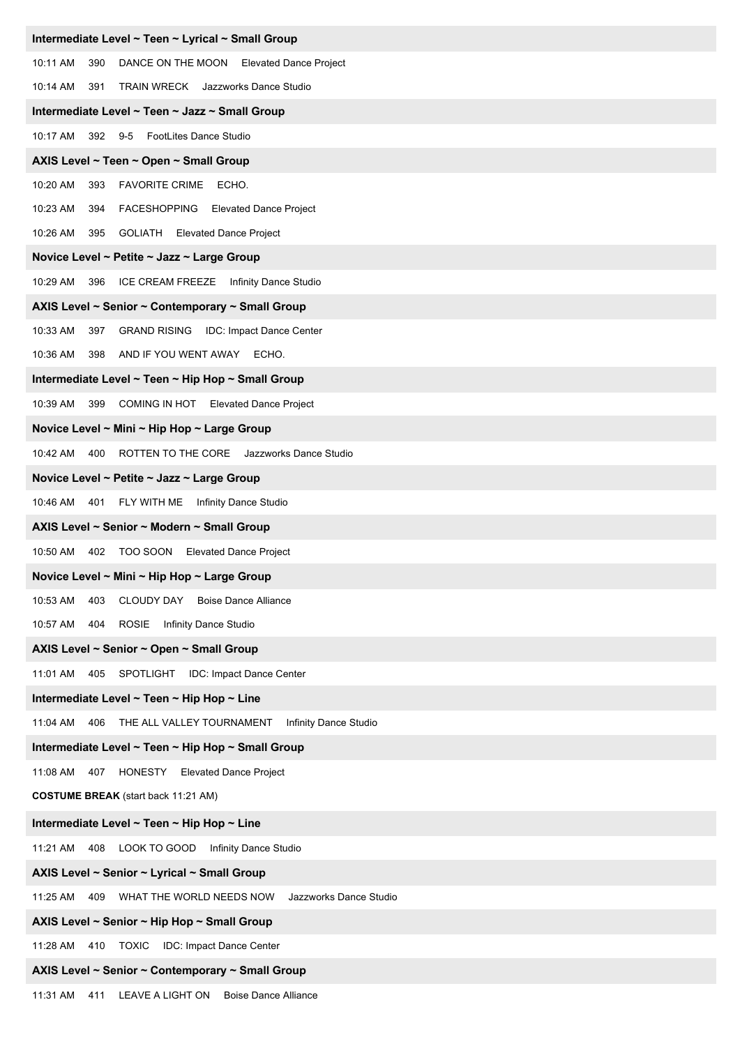**Intermediate Level ~ Teen ~ Lyrical ~ Small Group**

10:11 AM 390 DANCE ON THE MOON Elevated Dance Project

10:14 AM 391 TRAIN WRECK Jazzworks Dance Studio

**Intermediate Level ~ Teen ~ Jazz ~ Small Group**

10:17 AM 392 9-5 FootLites Dance Studio

**AXIS Level ~ Teen ~ Open ~ Small Group**

10:20 AM 393 FAVORITE CRIME ECHO.

10:23 AM 394 FACESHOPPING Elevated Dance Project

10:26 AM 395 GOLIATH Elevated Dance Project

**Novice Level ~ Petite ~ Jazz ~ Large Group**

10:29 AM 396 ICE CREAM FREEZE Infinity Dance Studio

**AXIS Level ~ Senior ~ Contemporary ~ Small Group**

10:33 AM 397 GRAND RISING IDC: Impact Dance Center

10:36 AM 398 AND IF YOU WENT AWAY ECHO.

**Intermediate Level ~ Teen ~ Hip Hop ~ Small Group**

10:39 AM 399 COMING IN HOT Elevated Dance Project

**Novice Level ~ Mini ~ Hip Hop ~ Large Group**

10:42 AM 400 ROTTEN TO THE CORE Jazzworks Dance Studio

**Novice Level ~ Petite ~ Jazz ~ Large Group**

10:46 AM 401 FLY WITH ME Infinity Dance Studio

**AXIS Level ~ Senior ~ Modern ~ Small Group**

10:50 AM 402 TOO SOON Elevated Dance Project

**Novice Level ~ Mini ~ Hip Hop ~ Large Group**

10:53 AM 403 CLOUDY DAY Boise Dance Alliance

10:57 AM 404 ROSIE Infinity Dance Studio

**AXIS Level ~ Senior ~ Open ~ Small Group**

11:01 AM 405 SPOTLIGHT IDC: Impact Dance Center

**Intermediate Level ~ Teen ~ Hip Hop ~ Line**

11:04 AM 406 THE ALL VALLEY TOURNAMENT Infinity Dance Studio

**Intermediate Level ~ Teen ~ Hip Hop ~ Small Group**

11:08 AM 407 HONESTY Elevated Dance Project

**COSTUME BREAK** (start back 11:21 AM)

**Intermediate Level ~ Teen ~ Hip Hop ~ Line**

11:21 AM 408 LOOK TO GOOD Infinity Dance Studio

**AXIS Level ~ Senior ~ Lyrical ~ Small Group**

11:25 AM 409 WHAT THE WORLD NEEDS NOW Jazzworks Dance Studio

**AXIS Level ~ Senior ~ Hip Hop ~ Small Group**

11:28 AM 410 TOXIC IDC: Impact Dance Center

**AXIS Level ~ Senior ~ Contemporary ~ Small Group**

11:31 AM 411 LEAVE A LIGHT ON Boise Dance Alliance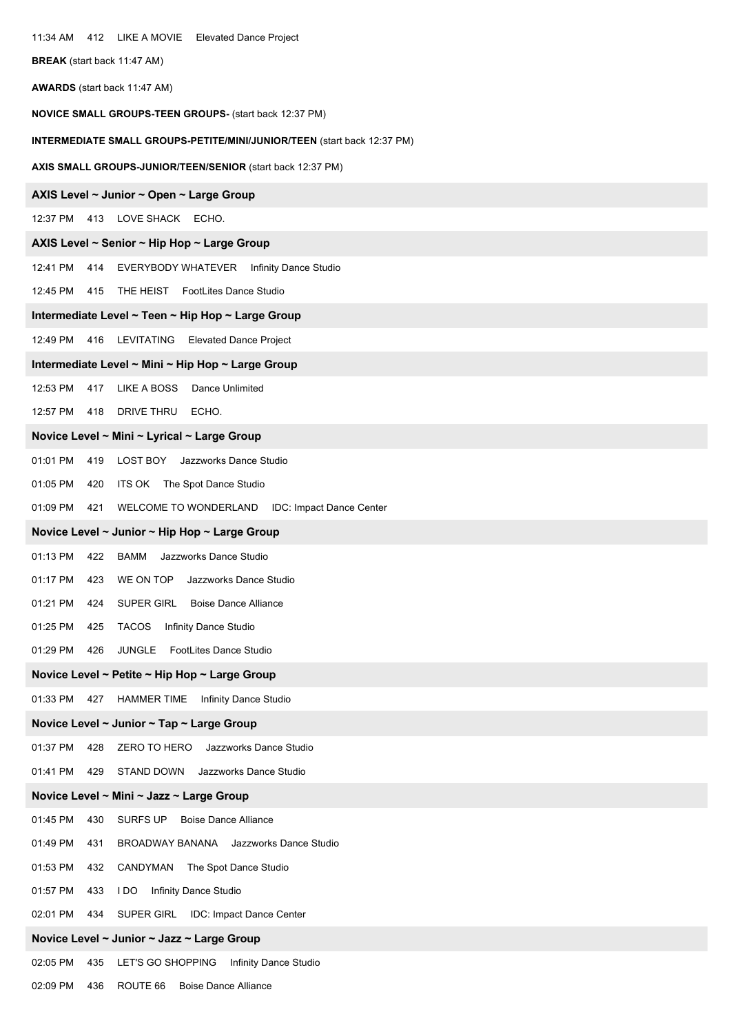11:34 AM 412 LIKE A MOVIE Elevated Dance Project

**BREAK** (start back 11:47 AM)

**AWARDS** (start back 11:47 AM)

**NOVICE SMALL GROUPS-TEEN GROUPS-** (start back 12:37 PM)

**INTERMEDIATE SMALL GROUPS-PETITE/MINI/JUNIOR/TEEN** (start back 12:37 PM)

**AXIS SMALL GROUPS-JUNIOR/TEEN/SENIOR** (start back 12:37 PM)

### AXIS Level ~ Junior ~ Open ~ Large Group

12:37 PM 413 LOVE SHACK ECHO.

### AXIS Level ~ Senior ~ Hip Hop ~ Large Group

12:41 PM 414 EVERYBODY WHATEVER Infinity Dance Studio

12:45 PM 415 THE HEIST FootLites Dance Studio

### Intermediate Level ~ Teen ~ Hip Hop ~ Large Group

12:49 PM 416 LEVITATING Elevated Dance Project

### Intermediate Level ~ Mini ~ Hip Hop ~ Large Group

12:53 PM 417 LIKE A BOSS Dance Unlimited

12:57 PM 418 DRIVE THRU ECHO.

### Novice Level ~ Mini ~ Lyrical ~ Large Group

01:01 PM 419 LOST BOY Jazzworks Dance Studio

01:05 PM 420 ITS OK The Spot Dance Studio

01:09 PM 421 WELCOME TO WONDERLAND IDC: Impact Dance Center

### Novice Level ~ Junior ~ Hip Hop ~ Large Group

01:13 PM 422 BAMM Jazzworks Dance Studio

01:17 PM 423 WE ON TOP Jazzworks Dance Studio

01:21 PM 424 SUPER GIRL Boise Dance Alliance

01:25 PM 425 TACOS Infinity Dance Studio

01:29 PM 426 JUNGLE FootLites Dance Studio

### Novice Level ~ Petite ~ Hip Hop ~ Large Group

01:33 PM 427 HAMMER TIME Infinity Dance Studio

### Novice Level ~ Junior ~ Tap ~ Large Group

01:37 PM 428 ZERO TO HERO Jazzworks Dance Studio

01:41 PM 429 STAND DOWN Jazzworks Dance Studio

### Novice Level ~ Mini ~ Jazz ~ Large Group

01:45 PM 430 SURFS UP Boise Dance Alliance

01:49 PM 431 BROADWAY BANANA Jazzworks Dance Studio

01:53 PM 432 CANDYMAN The Spot Dance Studio

01:57 PM 433 I DO Infinity Dance Studio

02:01 PM 434 SUPER GIRL IDC: Impact Dance Center

### Novice Level ~ Junior ~ Jazz ~ Large Group

02:05 PM 435 LET'S GO SHOPPING Infinity Dance Studio

02:09 PM 436 ROUTE 66 Boise Dance Alliance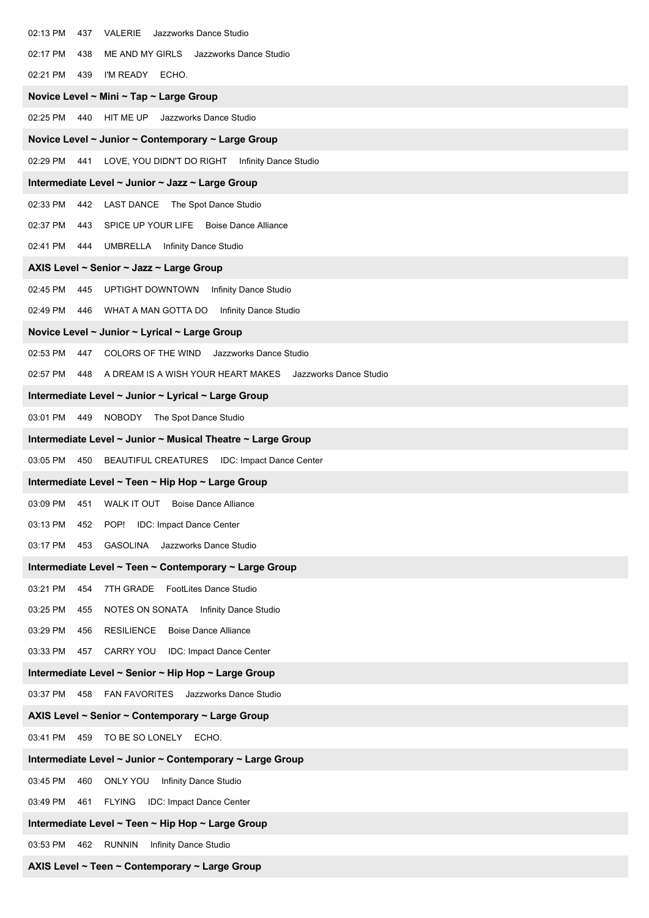02:13 PM 437 VALERIE Jazzworks Dance Studio

02:17 PM 438 ME AND MY GIRLS Jazzworks Dance Studio

02:21 PM 439 I'M READY ECHO.

**Novice Level ~ Mini ~ Tap ~ Large Group**

02:25 PM 440 HIT ME UP Jazzworks Dance Studio

**Novice Level ~ Junior ~ Contemporary ~ Large Group**

02:29 PM 441 LOVE, YOU DIDN'T DO RIGHT Infinity Dance Studio

**Intermediate Level ~ Junior ~ Jazz ~ Large Group**

02:33 PM 442 LAST DANCE The Spot Dance Studio

02:37 PM 443 SPICE UP YOUR LIFE Boise Dance Alliance

02:41 PM 444 UMBRELLA Infinity Dance Studio

**AXIS Level ~ Senior ~ Jazz ~ Large Group**

02:45 PM 445 UPTIGHT DOWNTOWN Infinity Dance Studio

02:49 PM 446 WHAT A MAN GOTTA DO Infinity Dance Studio

**Novice Level ~ Junior ~ Lyrical ~ Large Group**

02:53 PM 447 COLORS OF THE WIND Jazzworks Dance Studio

02:57 PM 448 A DREAM IS A WISH YOUR HEART MAKES Jazzworks Dance Studio

**Intermediate Level ~ Junior ~ Lyrical ~ Large Group**

03:01 PM 449 NOBODY The Spot Dance Studio

**Intermediate Level ~ Junior ~ Musical Theatre ~ Large Group**

03:05 PM 450 BEAUTIFUL CREATURES IDC: Impact Dance Center

**Intermediate Level ~ Teen ~ Hip Hop ~ Large Group**

03:09 PM 451 WALK IT OUT Boise Dance Alliance

03:13 PM 452 POP! IDC: Impact Dance Center

03:17 PM 453 GASOLINA Jazzworks Dance Studio

**Intermediate Level ~ Teen ~ Contemporary ~ Large Group**

03:21 PM 454 7TH GRADE FootLites Dance Studio

03:25 PM 455 NOTES ON SONATA Infinity Dance Studio

03:29 PM 456 RESILIENCE Boise Dance Alliance

03:33 PM 457 CARRY YOU IDC: Impact Dance Center

**Intermediate Level ~ Senior ~ Hip Hop ~ Large Group**

03:37 PM 458 FAN FAVORITES Jazzworks Dance Studio

**AXIS Level ~ Senior ~ Contemporary ~ Large Group**

03:41 PM 459 TO BE SO LONELY ECHO.

**Intermediate Level ~ Junior ~ Contemporary ~ Large Group**

03:45 PM 460 ONLY YOU Infinity Dance Studio

03:49 PM 461 FLYING IDC: Impact Dance Center

**Intermediate Level ~ Teen ~ Hip Hop ~ Large Group**

03:53 PM 462 RUNNIN Infinity Dance Studio

**AXIS Level ~ Teen ~ Contemporary ~ Large Group**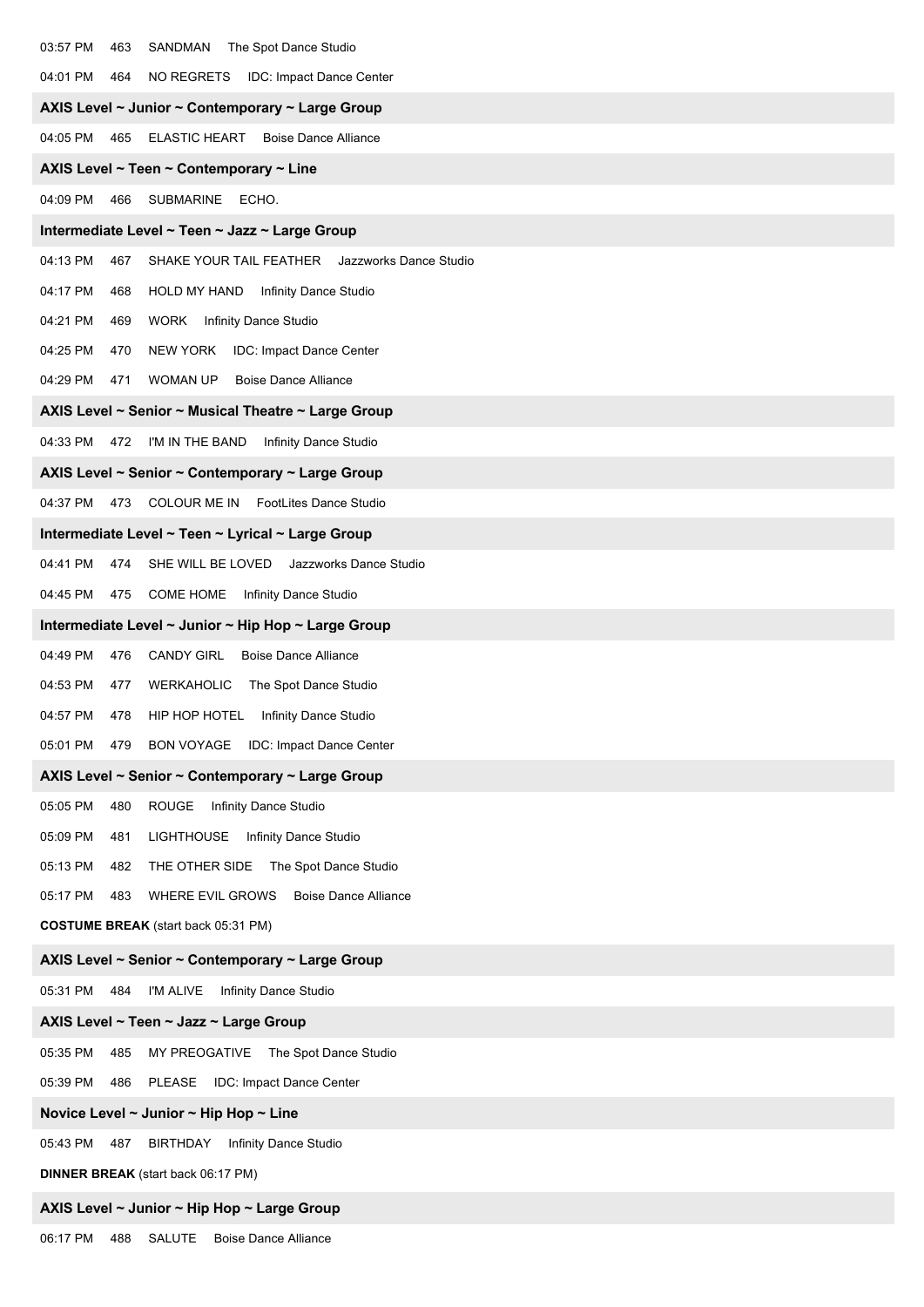03:57 PM 463 SANDMAN The Spot Dance Studio

04:01 PM 464 NO REGRETS IDC: Impact Dance Center

**AXIS Level ~ Junior ~ Contemporary ~ Large Group**

04:05 PM 465 ELASTIC HEART Boise Dance Alliance

**AXIS Level ~ Teen ~ Contemporary ~ Line**

04:09 PM 466 SUBMARINE ECHO.

**Intermediate Level ~ Teen ~ Jazz ~ Large Group**

04:13 PM 467 SHAKE YOUR TAIL FEATHER Jazzworks Dance Studio

04:17 PM 468 HOLD MY HAND Infinity Dance Studio

04:21 PM 469 WORK Infinity Dance Studio

04:25 PM 470 NEW YORK IDC: Impact Dance Center

04:29 PM 471 WOMAN UP Boise Dance Alliance

**AXIS Level ~ Senior ~ Musical Theatre ~ Large Group**

04:33 PM 472 I'M IN THE BAND Infinity Dance Studio

**AXIS Level ~ Senior ~ Contemporary ~ Large Group**

04:37 PM 473 COLOUR ME IN FootLites Dance Studio

**Intermediate Level ~ Teen ~ Lyrical ~ Large Group**

04:41 PM 474 SHE WILL BE LOVED Jazzworks Dance Studio

04:45 PM 475 COME HOME Infinity Dance Studio

**Intermediate Level ~ Junior ~ Hip Hop ~ Large Group**

04:49 PM 476 CANDY GIRL Boise Dance Alliance

04:53 PM 477 WERKAHOLIC The Spot Dance Studio

04:57 PM 478 HIP HOP HOTEL Infinity Dance Studio

05:01 PM 479 BON VOYAGE IDC: Impact Dance Center

**AXIS Level ~ Senior ~ Contemporary ~ Large Group**

05:05 PM 480 ROUGE Infinity Dance Studio

05:09 PM 481 LIGHTHOUSE Infinity Dance Studio

05:13 PM 482 THE OTHER SIDE The Spot Dance Studio

05:17 PM 483 WHERE EVIL GROWS Boise Dance Alliance

**COSTUME BREAK** (start back 05:31 PM)

**AXIS Level ~ Senior ~ Contemporary ~ Large Group**

05:31 PM 484 I'M ALIVE Infinity Dance Studio

**AXIS Level ~ Teen ~ Jazz ~ Large Group**

05:35 PM 485 MY PREOGATIVE The Spot Dance Studio

05:39 PM 486 PLEASE IDC: Impact Dance Center

**Novice Level ~ Junior ~ Hip Hop ~ Line**

05:43 PM 487 BIRTHDAY Infinity Dance Studio

**DINNER BREAK** (start back 06:17 PM)

**AXIS Level ~ Junior ~ Hip Hop ~ Large Group**

06:17 PM 488 SALUTE Boise Dance Alliance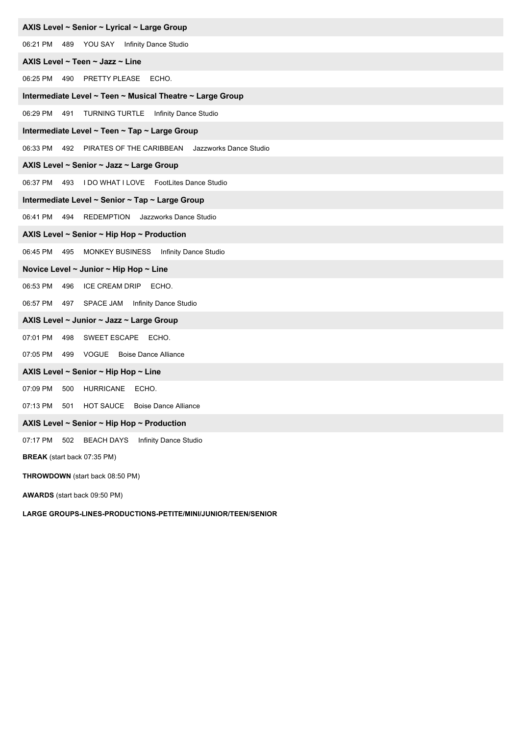**AXIS Level ~ Senior ~ Lyrical ~ Large Group**

06:21 PM 489 YOU SAY Infinity Dance Studio

**AXIS Level ~ Teen ~ Jazz ~ Line**

06:25 PM 490 PRETTY PLEASE ECHO.

**Intermediate Level ~ Teen ~ Musical Theatre ~ Large Group**

06:29 PM 491 TURNING TURTLE Infinity Dance Studio

**Intermediate Level ~ Teen ~ Tap ~ Large Group**

06:33 PM 492 PIRATES OF THE CARIBBEAN Jazzworks Dance Studio

**AXIS Level ~ Senior ~ Jazz ~ Large Group**

06:37 PM 493 I DO WHAT I LOVE FootLites Dance Studio

**Intermediate Level ~ Senior ~ Tap ~ Large Group**

06:41 PM 494 REDEMPTION Jazzworks Dance Studio

**AXIS Level ~ Senior ~ Hip Hop ~ Production**

06:45 PM 495 MONKEY BUSINESS Infinity Dance Studio

**Novice Level ~ Junior ~ Hip Hop ~ Line**

06:53 PM 496 ICE CREAM DRIP ECHO.

06:57 PM 497 SPACE JAM Infinity Dance Studio

**AXIS Level ~ Junior ~ Jazz ~ Large Group**

07:01 PM 498 SWEET ESCAPE ECHO.

07:05 PM 499 VOGUE Boise Dance Alliance

**AXIS Level ~ Senior ~ Hip Hop ~ Line**

07:09 PM 500 HURRICANE ECHO.

07:13 PM 501 HOT SAUCE Boise Dance Alliance

**AXIS Level ~ Senior ~ Hip Hop ~ Production**

07:17 PM 502 BEACH DAYS Infinity Dance Studio

**BREAK** (start back 07:35 PM)

**THROWDOWN** (start back 08:50 PM)

**AWARDS** (start back 09:50 PM)

**LARGE GROUPS-LINES-PRODUCTIONS-PETITE/MINI/JUNIOR/TEEN/SENIOR**